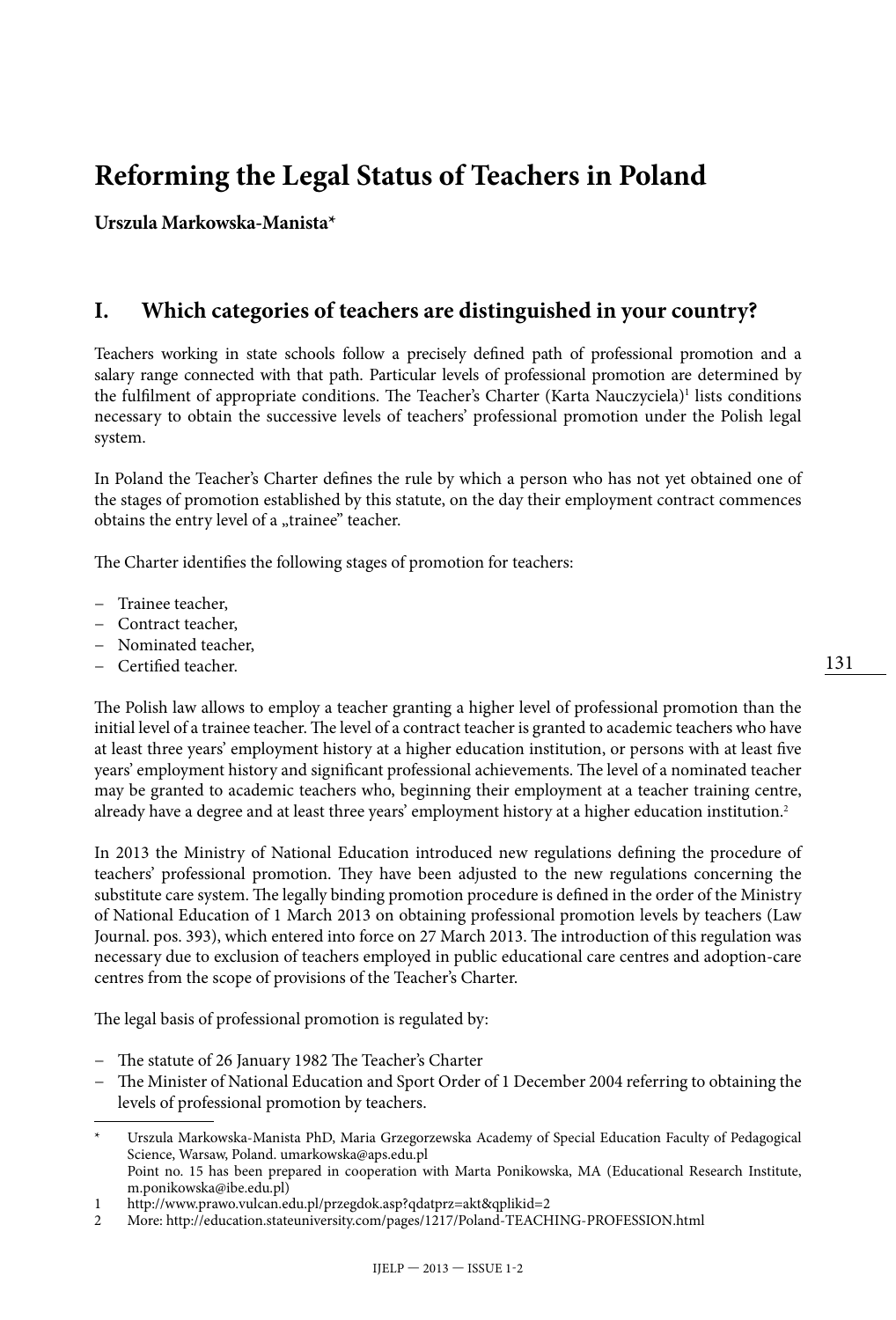# Reforming the Legal Status of Teachers in Poland

**Urszula Markowska-Manista***

## I. Which categories of teachers are distinguished in your country?

Teachers working in state schools follow a precisely defined path of professional promotion and a salary range connected with that path. Particular levels of professional promotion are determined by the fulfilment of appropriate conditions. The Teacher's Charter (Karta Nauczyciela)[1] lists conditions necessary to obtain the successive levels of teachers' professional promotion under the Polish legal system.

In Poland the Teacher's Charter defines the rule by which a person who has not yet obtained one of the stages of promotion established by this statute, on the day their employment contract commences obtains the entry level of a „trainee" teacher.

The Charter identifies the following stages of promotion for teachers:

- Trainee teacher,
- Contract teacher,
- Nominated teacher,
- Certified teacher.

The Polish law allows to employ a teacher granting a higher level of professional promotion than the initial level of a trainee teacher. The level of a contract teacher is granted to academic teachers who have at least three years' employment history at a higher education institution, or persons with at least five years' employment history and significant professional achievements. The level of a nominated teacher may be granted to academic teachers who, beginning their employment at a teacher training centre, already have a degree and at least three years' employment history at a higher education institution.[2]

In 2013 the Ministry of National Education introduced new regulations defining the procedure of teachers' professional promotion. They have been adjusted to the new regulations concerning the substitute care system. The legally binding promotion procedure is defined in the order of the Ministry of National Education of 1 March 2013 on obtaining professional promotion levels by teachers (Law Journal. pos. 393), which entered into force on 27 March 2013. The introduction of this regulation was necessary due to exclusion of teachers employed in public educational care centres and adoption-care centres from the scope of provisions of the Teacher's Charter.

The legal basis of professional promotion is regulated by:

- The statute of 26 January 1982 The Teacher's Charter
- The Minister of National Education and Sport Order of 1 December 2004 referring to obtaining the levels of professional promotion by teachers.

---

\* Urszula Markowska-Manista PhD, Maria Grzegorzewska Academy of Special Education Faculty of Pedagogical Science, Warsaw, Poland. umarkowska@aps.edu.pl
Point no. 15 has been prepared in cooperation with Marta Ponikowska, MA (Educational Research Institute, m.ponikowska@ibe.edu.pl)

1 http://www.prawo.vulcan.edu.pl/przegdok.asp?qdatprz=akt&qplikid=2

2 More: http://education.stateuniversity.com/pages/1217/Poland-TEACHING-PROFESSION.html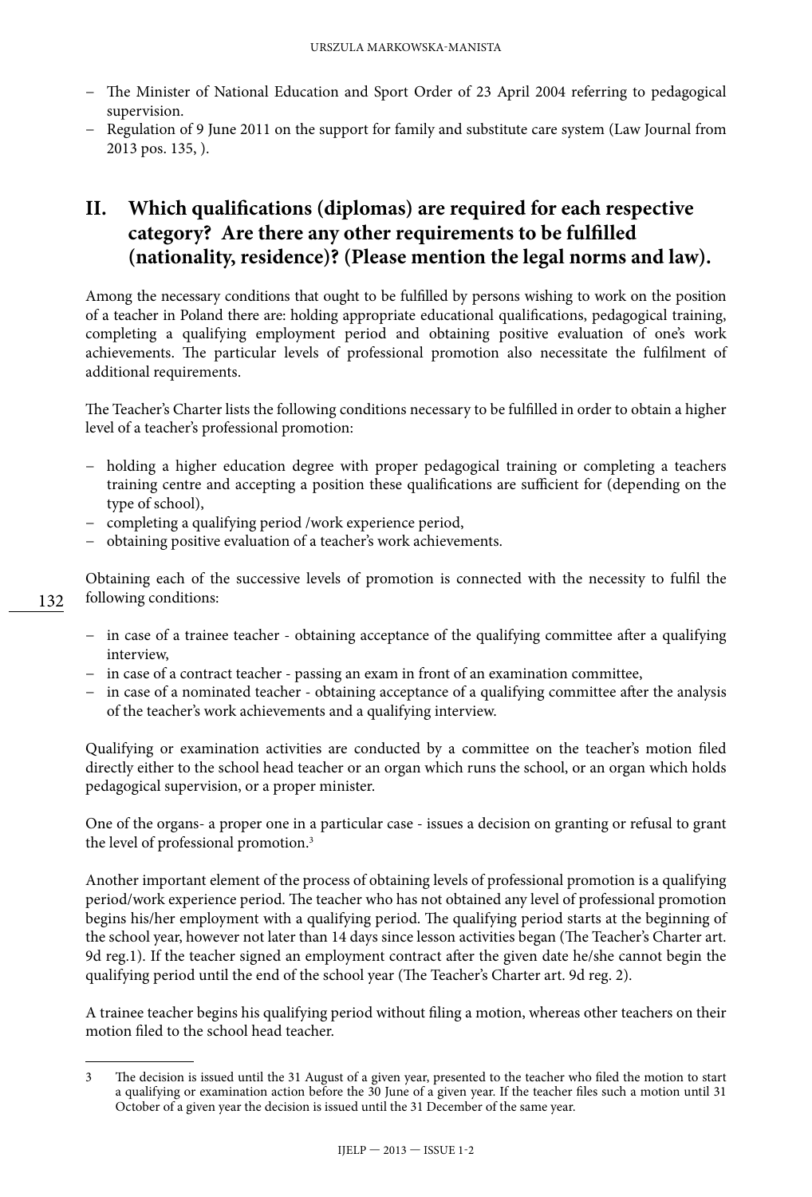– The Minister of National Education and Sport Order of 23 April 2004 referring to pedagogical supervision.
– Regulation of 9 June 2011 on the support for family and substitute care system (Law Journal from 2013 pos. 135, ).

## II. Which qualifications (diplomas) are required for each respective category? Are there any other requirements to be fulfilled (nationality, residence)? (Please mention the legal norms and law).

Among the necessary conditions that ought to be fulfilled by persons wishing to work on the position of a teacher in Poland there are: holding appropriate educational qualifications, pedagogical training, completing a qualifying employment period and obtaining positive evaluation of one's work achievements. The particular levels of professional promotion also necessitate the fulfilment of additional requirements.

The Teacher's Charter lists the following conditions necessary to be fulfilled in order to obtain a higher level of a teacher's professional promotion:

– holding a higher education degree with proper pedagogical training or completing a teachers training centre and accepting a position these qualifications are sufficient for (depending on the type of school),
– completing a qualifying period /work experience period,
– obtaining positive evaluation of a teacher's work achievements.

Obtaining each of the successive levels of promotion is connected with the necessity to fulfil the following conditions:

– in case of a trainee teacher - obtaining acceptance of the qualifying committee after a qualifying interview,
– in case of a contract teacher - passing an exam in front of an examination committee,
– in case of a nominated teacher - obtaining acceptance of a qualifying committee after the analysis of the teacher's work achievements and a qualifying interview.

Qualifying or examination activities are conducted by a committee on the teacher's motion filed directly either to the school head teacher or an organ which runs the school, or an organ which holds pedagogical supervision, or a proper minister.

One of the organs- a proper one in a particular case - issues a decision on granting or refusal to grant the level of professional promotion.[3]

Another important element of the process of obtaining levels of professional promotion is a qualifying period/work experience period. The teacher who has not obtained any level of professional promotion begins his/her employment with a qualifying period. The qualifying period starts at the beginning of the school year, however not later than 14 days since lesson activities began (The Teacher's Charter art. 9d reg.1). If the teacher signed an employment contract after the given date he/she cannot begin the qualifying period until the end of the school year (The Teacher's Charter art. 9d reg. 2).

A trainee teacher begins his qualifying period without filing a motion, whereas other teachers on their motion filed to the school head teacher.

---

3 The decision is issued until the 31 August of a given year, presented to the teacher who filed the motion to start a qualifying or examination action before the 30 June of a given year. If the teacher files such a motion until 31 October of a given year the decision is issued until the 31 December of the same year.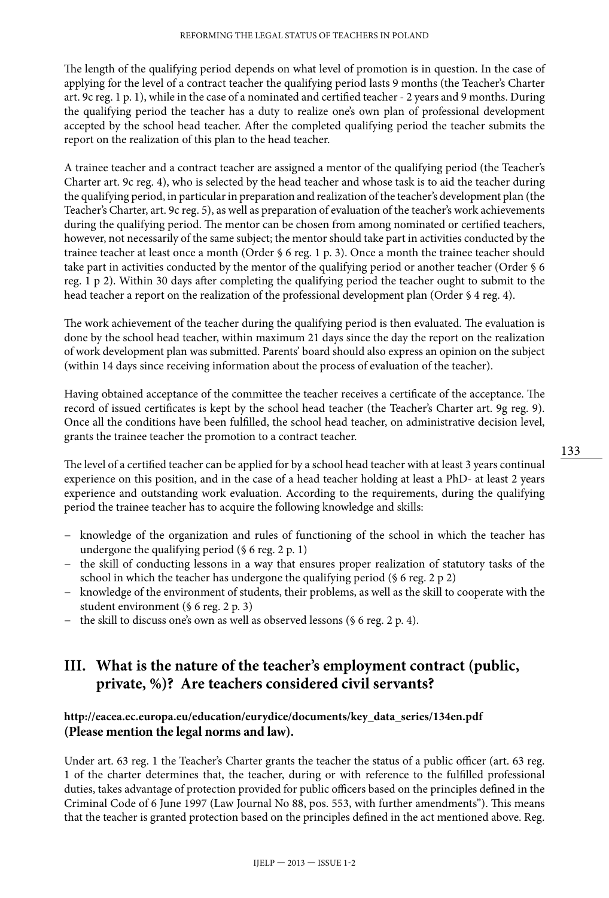The length of the qualifying period depends on what level of promotion is in question. In the case of applying for the level of a contract teacher the qualifying period lasts 9 months (the Teacher's Charter art. 9c reg. 1 p. 1), while in the case of a nominated and certified teacher - 2 years and 9 months. During the qualifying period the teacher has a duty to realize one's own plan of professional development accepted by the school head teacher. After the completed qualifying period the teacher submits the report on the realization of this plan to the head teacher.

A trainee teacher and a contract teacher are assigned a mentor of the qualifying period (the Teacher's Charter art. 9c reg. 4), who is selected by the head teacher and whose task is to aid the teacher during the qualifying period, in particular in preparation and realization of the teacher's development plan (the Teacher's Charter, art. 9c reg. 5), as well as preparation of evaluation of the teacher's work achievements during the qualifying period. The mentor can be chosen from among nominated or certified teachers, however, not necessarily of the same subject; the mentor should take part in activities conducted by the trainee teacher at least once a month (Order § 6 reg. 1 p. 3). Once a month the trainee teacher should take part in activities conducted by the mentor of the qualifying period or another teacher (Order § 6 reg. 1 p 2). Within 30 days after completing the qualifying period the teacher ought to submit to the head teacher a report on the realization of the professional development plan (Order § 4 reg. 4).

The work achievement of the teacher during the qualifying period is then evaluated. The evaluation is done by the school head teacher, within maximum 21 days since the day the report on the realization of work development plan was submitted. Parents' board should also express an opinion on the subject (within 14 days since receiving information about the process of evaluation of the teacher).

Having obtained acceptance of the committee the teacher receives a certificate of the acceptance. The record of issued certificates is kept by the school head teacher (the Teacher's Charter art. 9g reg. 9). Once all the conditions have been fulfilled, the school head teacher, on administrative decision level, grants the trainee teacher the promotion to a contract teacher.

The level of a certified teacher can be applied for by a school head teacher with at least 3 years continual experience on this position, and in the case of a head teacher holding at least a PhD- at least 2 years experience and outstanding work evaluation. According to the requirements, during the qualifying period the trainee teacher has to acquire the following knowledge and skills:

- knowledge of the organization and rules of functioning of the school in which the teacher has undergone the qualifying period (§ 6 reg. 2 p. 1)
- the skill of conducting lessons in a way that ensures proper realization of statutory tasks of the school in which the teacher has undergone the qualifying period (§ 6 reg. 2 p 2)
- knowledge of the environment of students, their problems, as well as the skill to cooperate with the student environment (§ 6 reg. 2 p. 3)
- the skill to discuss one's own as well as observed lessons (§ 6 reg. 2 p. 4).

## III. What is the nature of the teacher's employment contract (public, private, %)? Are teachers considered civil servants?

**http://eacea.ec.europa.eu/education/eurydice/documents/key_data_series/134en.pdf (Please mention the legal norms and law).**

Under art. 63 reg. 1 the Teacher's Charter grants the teacher the status of a public officer (art. 63 reg. 1 of the charter determines that, the teacher, during or with reference to the fulfilled professional duties, takes advantage of protection provided for public officers based on the principles defined in the Criminal Code of 6 June 1997 (Law Journal No 88, pos. 553, with further amendments"). This means that the teacher is granted protection based on the principles defined in the act mentioned above. Reg.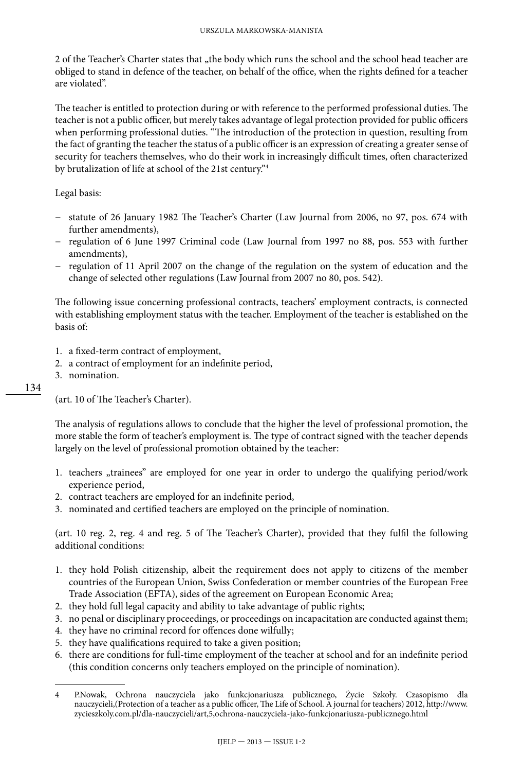2 of the Teacher's Charter states that „the body which runs the school and the school head teacher are obliged to stand in defence of the teacher, on behalf of the office, when the rights defined for a teacher are violated".

The teacher is entitled to protection during or with reference to the performed professional duties. The teacher is not a public officer, but merely takes advantage of legal protection provided for public officers when performing professional duties. "The introduction of the protection in question, resulting from the fact of granting the teacher the status of a public officer is an expression of creating a greater sense of security for teachers themselves, who do their work in increasingly difficult times, often characterized by brutalization of life at school of the 21st century."[4]

Legal basis:

- statute of 26 January 1982 The Teacher's Charter (Law Journal from 2006, no 97, pos. 674 with further amendments),
- regulation of 6 June 1997 Criminal code (Law Journal from 1997 no 88, pos. 553 with further amendments),
- regulation of 11 April 2007 on the change of the regulation on the system of education and the change of selected other regulations (Law Journal from 2007 no 80, pos. 542).

The following issue concerning professional contracts, teachers' employment contracts, is connected with establishing employment status with the teacher. Employment of the teacher is established on the basis of:

1. a fixed-term contract of employment,
2. a contract of employment for an indefinite period,
3. nomination.

(art. 10 of The Teacher's Charter).

The analysis of regulations allows to conclude that the higher the level of professional promotion, the more stable the form of teacher's employment is. The type of contract signed with the teacher depends largely on the level of professional promotion obtained by the teacher:

1. teachers „trainees" are employed for one year in order to undergo the qualifying period/work experience period,
2. contract teachers are employed for an indefinite period,
3. nominated and certified teachers are employed on the principle of nomination.

(art. 10 reg. 2, reg. 4 and reg. 5 of The Teacher's Charter), provided that they fulfil the following additional conditions:

1. they hold Polish citizenship, albeit the requirement does not apply to citizens of the member countries of the European Union, Swiss Confederation or member countries of the European Free Trade Association (EFTA), sides of the agreement on European Economic Area;
2. they hold full legal capacity and ability to take advantage of public rights;
3. no penal or disciplinary proceedings, or proceedings on incapacitation are conducted against them;
4. they have no criminal record for offences done wilfully;
5. they have qualifications required to take a given position;
6. there are conditions for full-time employment of the teacher at school and for an indefinite period (this condition concerns only teachers employed on the principle of nomination).

---

4 P.Nowak, Ochrona nauczyciela jako funkcjonariusza publicznego, Życie Szkoły. Czasopismo dla nauczycieli,(Protection of a teacher as a public officer, The Life of School. A journal for teachers) 2012, http://www.zycieszkoly.com.pl/dla-nauczycieli/art,5,ochrona-nauczyciela-jako-funkcjonariusza-publicznego.html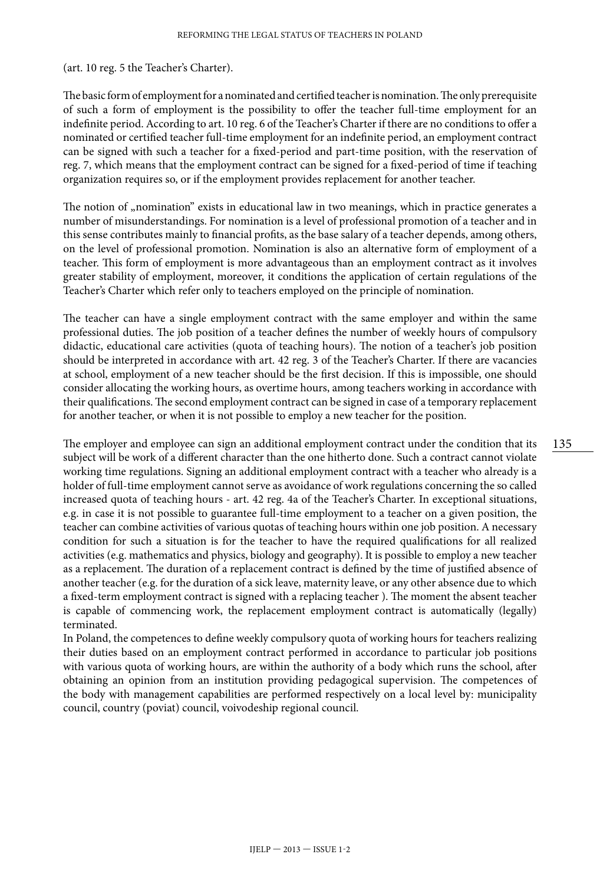(art. 10 reg. 5 the Teacher's Charter).

The basic form of employment for a nominated and certified teacher is nomination. The only prerequisite of such a form of employment is the possibility to offer the teacher full-time employment for an indefinite period. According to art. 10 reg. 6 of the Teacher's Charter if there are no conditions to offer a nominated or certified teacher full-time employment for an indefinite period, an employment contract can be signed with such a teacher for a fixed-period and part-time position, with the reservation of reg. 7, which means that the employment contract can be signed for a fixed-period of time if teaching organization requires so, or if the employment provides replacement for another teacher.

The notion of „nomination" exists in educational law in two meanings, which in practice generates a number of misunderstandings. For nomination is a level of professional promotion of a teacher and in this sense contributes mainly to financial profits, as the base salary of a teacher depends, among others, on the level of professional promotion. Nomination is also an alternative form of employment of a teacher. This form of employment is more advantageous than an employment contract as it involves greater stability of employment, moreover, it conditions the application of certain regulations of the Teacher's Charter which refer only to teachers employed on the principle of nomination.

The teacher can have a single employment contract with the same employer and within the same professional duties. The job position of a teacher defines the number of weekly hours of compulsory didactic, educational care activities (quota of teaching hours). The notion of a teacher's job position should be interpreted in accordance with art. 42 reg. 3 of the Teacher's Charter. If there are vacancies at school, employment of a new teacher should be the first decision. If this is impossible, one should consider allocating the working hours, as overtime hours, among teachers working in accordance with their qualifications. The second employment contract can be signed in case of a temporary replacement for another teacher, or when it is not possible to employ a new teacher for the position.

The employer and employee can sign an additional employment contract under the condition that its subject will be work of a different character than the one hitherto done. Such a contract cannot violate working time regulations. Signing an additional employment contract with a teacher who already is a holder of full-time employment cannot serve as avoidance of work regulations concerning the so called increased quota of teaching hours - art. 42 reg. 4a of the Teacher's Charter. In exceptional situations, e.g. in case it is not possible to guarantee full-time employment to a teacher on a given position, the teacher can combine activities of various quotas of teaching hours within one job position. A necessary condition for such a situation is for the teacher to have the required qualifications for all realized activities (e.g. mathematics and physics, biology and geography). It is possible to employ a new teacher as a replacement. The duration of a replacement contract is defined by the time of justified absence of another teacher (e.g. for the duration of a sick leave, maternity leave, or any other absence due to which a fixed-term employment contract is signed with a replacing teacher ). The moment the absent teacher is capable of commencing work, the replacement employment contract is automatically (legally) terminated.

In Poland, the competences to define weekly compulsory quota of working hours for teachers realizing their duties based on an employment contract performed in accordance to particular job positions with various quota of working hours, are within the authority of a body which runs the school, after obtaining an opinion from an institution providing pedagogical supervision. The competences of the body with management capabilities are performed respectively on a local level by: municipality council, country (poviat) council, voivodeship regional council.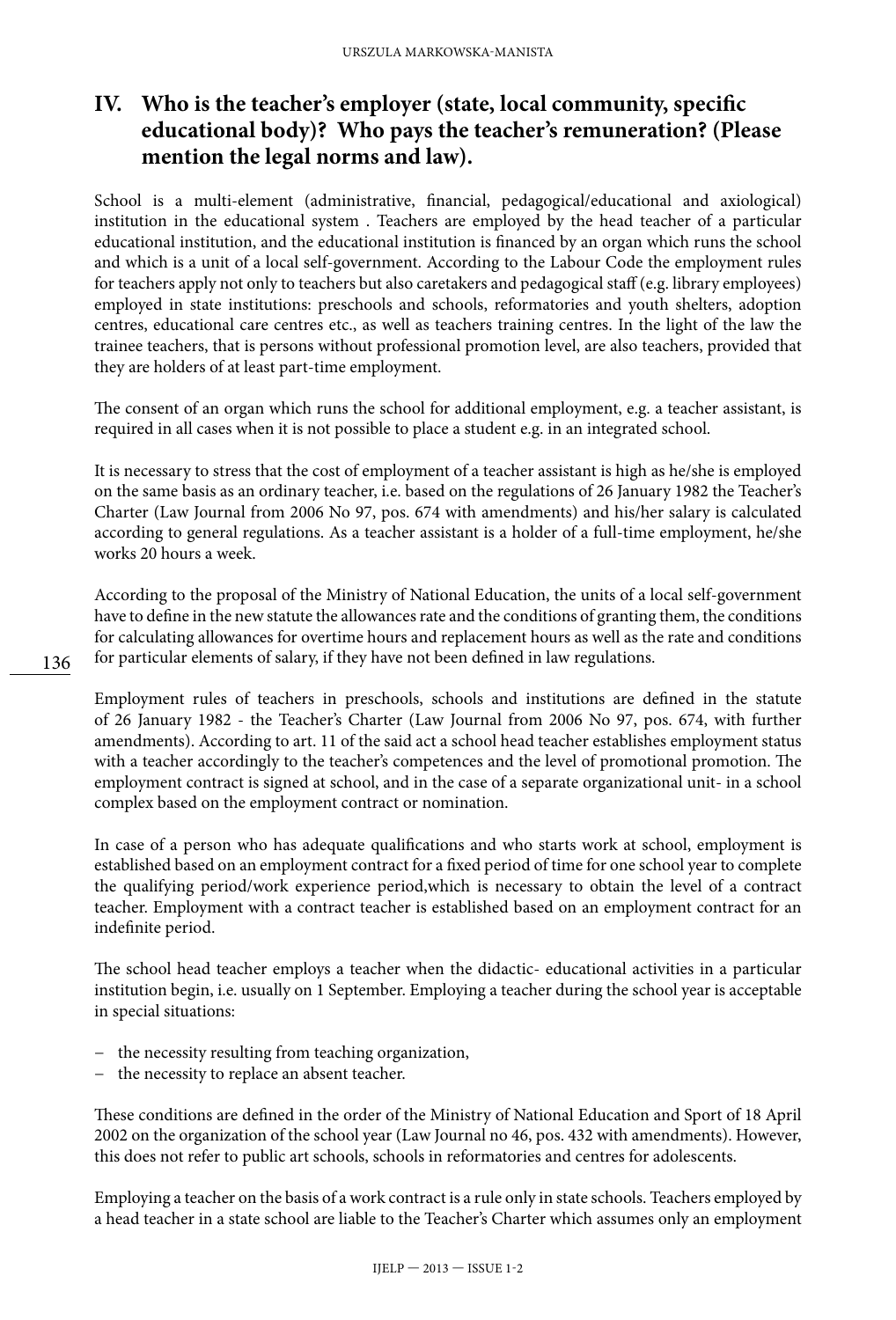## IV. Who is the teacher's employer (state, local community, specific educational body)? Who pays the teacher's remuneration? (Please mention the legal norms and law).

School is a multi-element (administrative, financial, pedagogical/educational and axiological) institution in the educational system . Teachers are employed by the head teacher of a particular educational institution, and the educational institution is financed by an organ which runs the school and which is a unit of a local self-government. According to the Labour Code the employment rules for teachers apply not only to teachers but also caretakers and pedagogical staff (e.g. library employees) employed in state institutions: preschools and schools, reformatories and youth shelters, adoption centres, educational care centres etc., as well as teachers training centres. In the light of the law the trainee teachers, that is persons without professional promotion level, are also teachers, provided that they are holders of at least part-time employment.

The consent of an organ which runs the school for additional employment, e.g. a teacher assistant, is required in all cases when it is not possible to place a student e.g. in an integrated school.

It is necessary to stress that the cost of employment of a teacher assistant is high as he/she is employed on the same basis as an ordinary teacher, i.e. based on the regulations of 26 January 1982 the Teacher's Charter (Law Journal from 2006 No 97, pos. 674 with amendments) and his/her salary is calculated according to general regulations. As a teacher assistant is a holder of a full-time employment, he/she works 20 hours a week.

According to the proposal of the Ministry of National Education, the units of a local self-government have to define in the new statute the allowances rate and the conditions of granting them, the conditions for calculating allowances for overtime hours and replacement hours as well as the rate and conditions for particular elements of salary, if they have not been defined in law regulations.

Employment rules of teachers in preschools, schools and institutions are defined in the statute of 26 January 1982 - the Teacher's Charter (Law Journal from 2006 No 97, pos. 674, with further amendments). According to art. 11 of the said act a school head teacher establishes employment status with a teacher accordingly to the teacher's competences and the level of promotional promotion. The employment contract is signed at school, and in the case of a separate organizational unit- in a school complex based on the employment contract or nomination.

In case of a person who has adequate qualifications and who starts work at school, employment is established based on an employment contract for a fixed period of time for one school year to complete the qualifying period/work experience period,which is necessary to obtain the level of a contract teacher. Employment with a contract teacher is established based on an employment contract for an indefinite period.

The school head teacher employs a teacher when the didactic- educational activities in a particular institution begin, i.e. usually on 1 September. Employing a teacher during the school year is acceptable in special situations:

- the necessity resulting from teaching organization,
- the necessity to replace an absent teacher.

These conditions are defined in the order of the Ministry of National Education and Sport of 18 April 2002 on the organization of the school year (Law Journal no 46, pos. 432 with amendments). However, this does not refer to public art schools, schools in reformatories and centres for adolescents.

Employing a teacher on the basis of a work contract is a rule only in state schools. Teachers employed by a head teacher in a state school are liable to the Teacher's Charter which assumes only an employment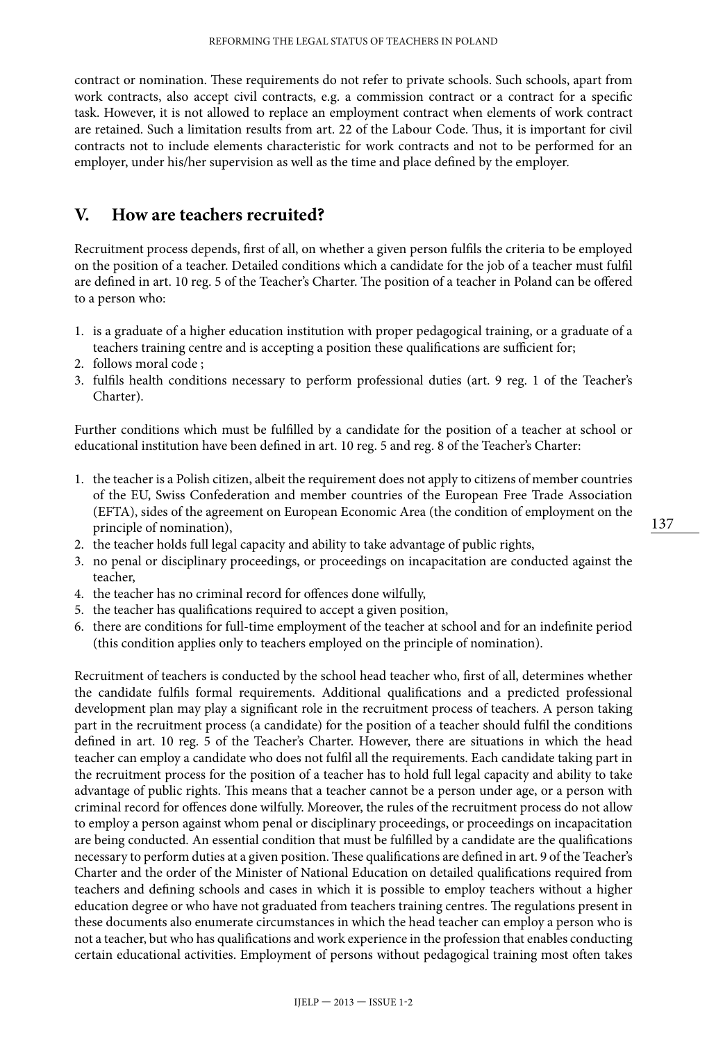contract or nomination. These requirements do not refer to private schools. Such schools, apart from work contracts, also accept civil contracts, e.g. a commission contract or a contract for a specific task. However, it is not allowed to replace an employment contract when elements of work contract are retained. Such a limitation results from art. 22 of the Labour Code. Thus, it is important for civil contracts not to include elements characteristic for work contracts and not to be performed for an employer, under his/her supervision as well as the time and place defined by the employer.

## V. How are teachers recruited?

Recruitment process depends, first of all, on whether a given person fulfils the criteria to be employed on the position of a teacher. Detailed conditions which a candidate for the job of a teacher must fulfil are defined in art. 10 reg. 5 of the Teacher's Charter. The position of a teacher in Poland can be offered to a person who:

1. is a graduate of a higher education institution with proper pedagogical training, or a graduate of a teachers training centre and is accepting a position these qualifications are sufficient for;
2. follows moral code ;
3. fulfils health conditions necessary to perform professional duties (art. 9 reg. 1 of the Teacher's Charter).

Further conditions which must be fulfilled by a candidate for the position of a teacher at school or educational institution have been defined in art. 10 reg. 5 and reg. 8 of the Teacher's Charter:

1. the teacher is a Polish citizen, albeit the requirement does not apply to citizens of member countries of the EU, Swiss Confederation and member countries of the European Free Trade Association (EFTA), sides of the agreement on European Economic Area (the condition of employment on the principle of nomination),
2. the teacher holds full legal capacity and ability to take advantage of public rights,
3. no penal or disciplinary proceedings, or proceedings on incapacitation are conducted against the teacher,
4. the teacher has no criminal record for offences done wilfully,
5. the teacher has qualifications required to accept a given position,
6. there are conditions for full-time employment of the teacher at school and for an indefinite period (this condition applies only to teachers employed on the principle of nomination).

Recruitment of teachers is conducted by the school head teacher who, first of all, determines whether the candidate fulfils formal requirements. Additional qualifications and a predicted professional development plan may play a significant role in the recruitment process of teachers. A person taking part in the recruitment process (a candidate) for the position of a teacher should fulfil the conditions defined in art. 10 reg. 5 of the Teacher's Charter. However, there are situations in which the head teacher can employ a candidate who does not fulfil all the requirements. Each candidate taking part in the recruitment process for the position of a teacher has to hold full legal capacity and ability to take advantage of public rights. This means that a teacher cannot be a person under age, or a person with criminal record for offences done wilfully. Moreover, the rules of the recruitment process do not allow to employ a person against whom penal or disciplinary proceedings, or proceedings on incapacitation are being conducted. An essential condition that must be fulfilled by a candidate are the qualifications necessary to perform duties at a given position. These qualifications are defined in art. 9 of the Teacher's Charter and the order of the Minister of National Education on detailed qualifications required from teachers and defining schools and cases in which it is possible to employ teachers without a higher education degree or who have not graduated from teachers training centres. The regulations present in these documents also enumerate circumstances in which the head teacher can employ a person who is not a teacher, but who has qualifications and work experience in the profession that enables conducting certain educational activities. Employment of persons without pedagogical training most often takes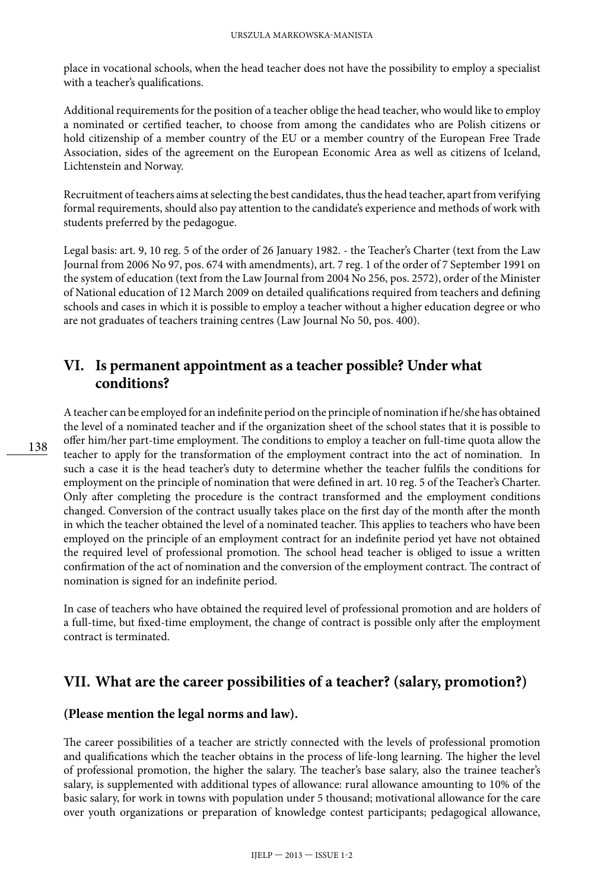place in vocational schools, when the head teacher does not have the possibility to employ a specialist with a teacher's qualifications.

Additional requirements for the position of a teacher oblige the head teacher, who would like to employ a nominated or certified teacher, to choose from among the candidates who are Polish citizens or hold citizenship of a member country of the EU or a member country of the European Free Trade Association, sides of the agreement on the European Economic Area as well as citizens of Iceland, Lichtenstein and Norway.

Recruitment of teachers aims at selecting the best candidates, thus the head teacher, apart from verifying formal requirements, should also pay attention to the candidate's experience and methods of work with students preferred by the pedagogue.

Legal basis: art. 9, 10 reg. 5 of the order of 26 January 1982. - the Teacher's Charter (text from the Law Journal from 2006 No 97, pos. 674 with amendments), art. 7 reg. 1 of the order of 7 September 1991 on the system of education (text from the Law Journal from 2004 No 256, pos. 2572), order of the Minister of National education of 12 March 2009 on detailed qualifications required from teachers and defining schools and cases in which it is possible to employ a teacher without a higher education degree or who are not graduates of teachers training centres (Law Journal No 50, pos. 400).

## VI. Is permanent appointment as a teacher possible? Under what conditions?

A teacher can be employed for an indefinite period on the principle of nomination if he/she has obtained the level of a nominated teacher and if the organization sheet of the school states that it is possible to offer him/her part-time employment. The conditions to employ a teacher on full-time quota allow the teacher to apply for the transformation of the employment contract into the act of nomination. In such a case it is the head teacher's duty to determine whether the teacher fulfils the conditions for employment on the principle of nomination that were defined in art. 10 reg. 5 of the Teacher's Charter. Only after completing the procedure is the contract transformed and the employment conditions changed. Conversion of the contract usually takes place on the first day of the month after the month in which the teacher obtained the level of a nominated teacher. This applies to teachers who have been employed on the principle of an employment contract for an indefinite period yet have not obtained the required level of professional promotion. The school head teacher is obliged to issue a written confirmation of the act of nomination and the conversion of the employment contract. The contract of nomination is signed for an indefinite period.

In case of teachers who have obtained the required level of professional promotion and are holders of a full-time, but fixed-time employment, the change of contract is possible only after the employment contract is terminated.

## VII. What are the career possibilities of a teacher? (salary, promotion?)

### (Please mention the legal norms and law).

The career possibilities of a teacher are strictly connected with the levels of professional promotion and qualifications which the teacher obtains in the process of life-long learning. The higher the level of professional promotion, the higher the salary. The teacher's base salary, also the trainee teacher's salary, is supplemented with additional types of allowance: rural allowance amounting to 10% of the basic salary, for work in towns with population under 5 thousand; motivational allowance for the care over youth organizations or preparation of knowledge contest participants; pedagogical allowance,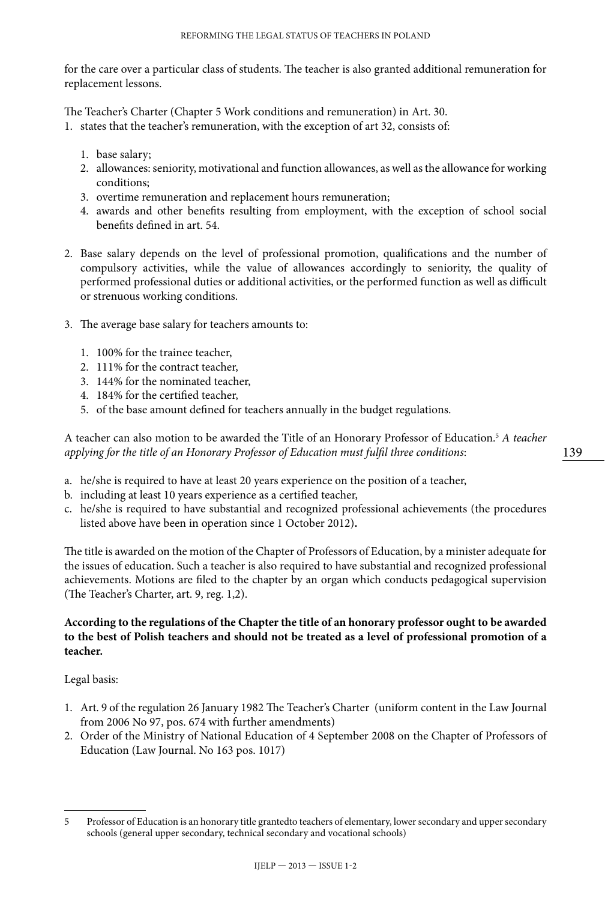for the care over a particular class of students. The teacher is also granted additional remuneration for replacement lessons.

The Teacher's Charter (Chapter 5 Work conditions and remuneration) in Art. 30.

1. states that the teacher's remuneration, with the exception of art 32, consists of:

    1. base salary;
    2. allowances: seniority, motivational and function allowances, as well as the allowance for working conditions;
    3. overtime remuneration and replacement hours remuneration;
    4. awards and other benefits resulting from employment, with the exception of school social benefits defined in art. 54.

2. Base salary depends on the level of professional promotion, qualifications and the number of compulsory activities, while the value of allowances accordingly to seniority, the quality of performed professional duties or additional activities, or the performed function as well as difficult or strenuous working conditions.

3. The average base salary for teachers amounts to:

    1. 100% for the trainee teacher,
    2. 111% for the contract teacher,
    3. 144% for the nominated teacher,
    4. 184% for the certified teacher,
    5. of the base amount defined for teachers annually in the budget regulations.

A teacher can also motion to be awarded the Title of an Honorary Professor of Education.[5] *A teacher applying for the title of an Honorary Professor of Education must fulfil three conditions*:

a. he/she is required to have at least 20 years experience on the position of a teacher,
b. including at least 10 years experience as a certified teacher,
c. he/she is required to have substantial and recognized professional achievements (the procedures listed above have been in operation since 1 October 2012)**.**

The title is awarded on the motion of the Chapter of Professors of Education, by a minister adequate for the issues of education. Such a teacher is also required to have substantial and recognized professional achievements. Motions are filed to the chapter by an organ which conducts pedagogical supervision (The Teacher's Charter, art. 9, reg. 1,2).

**According to the regulations of the Chapter the title of an honorary professor ought to be awarded to the best of Polish teachers and should not be treated as a level of professional promotion of a teacher.**

Legal basis:

1. Art. 9 of the regulation 26 January 1982 The Teacher's Charter (uniform content in the Law Journal from 2006 No 97, pos. 674 with further amendments)
2. Order of the Ministry of National Education of 4 September 2008 on the Chapter of Professors of Education (Law Journal. No 163 pos. 1017)

---

5 Professor of Education is an honorary title grantedto teachers of elementary, lower secondary and upper secondary schools (general upper secondary, technical secondary and vocational schools)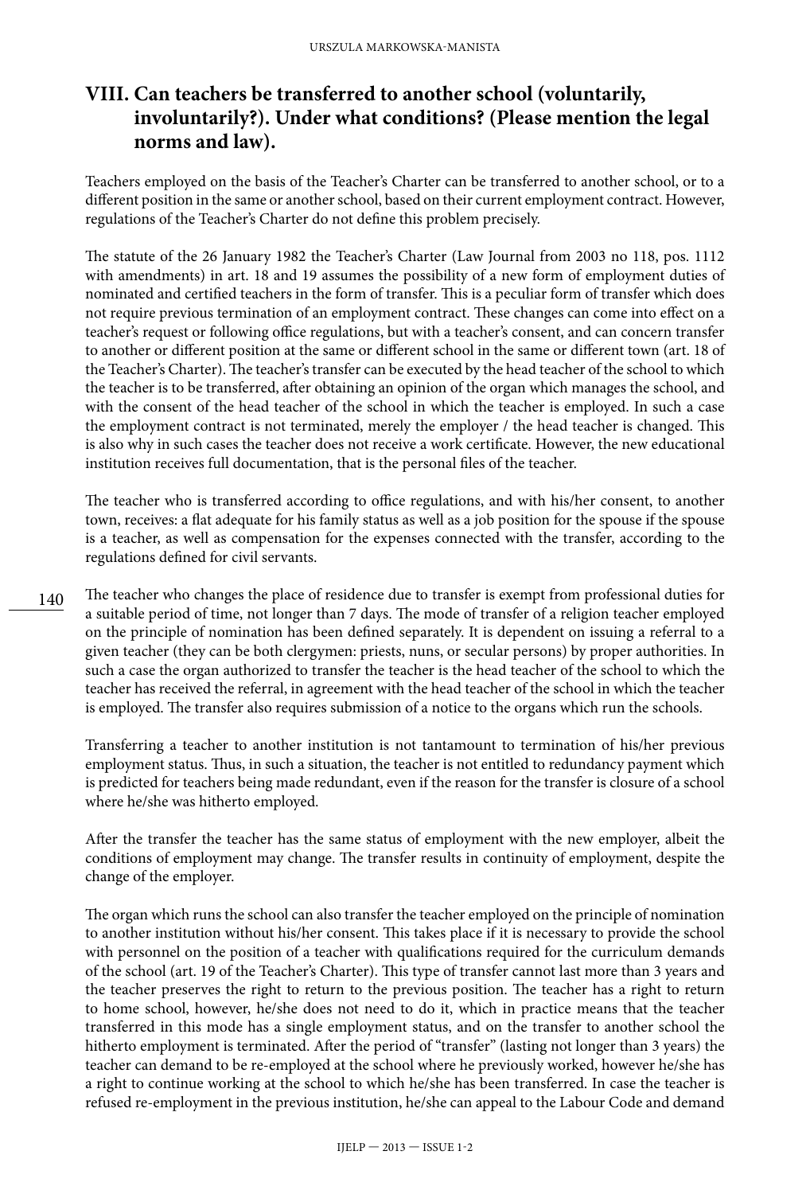## VIII. Can teachers be transferred to another school (voluntarily, involuntarily?). Under what conditions? (Please mention the legal norms and law).

Teachers employed on the basis of the Teacher's Charter can be transferred to another school, or to a different position in the same or another school, based on their current employment contract. However, regulations of the Teacher's Charter do not define this problem precisely.

The statute of the 26 January 1982 the Teacher's Charter (Law Journal from 2003 no 118, pos. 1112 with amendments) in art. 18 and 19 assumes the possibility of a new form of employment duties of nominated and certified teachers in the form of transfer. This is a peculiar form of transfer which does not require previous termination of an employment contract. These changes can come into effect on a teacher's request or following office regulations, but with a teacher's consent, and can concern transfer to another or different position at the same or different school in the same or different town (art. 18 of the Teacher's Charter). The teacher's transfer can be executed by the head teacher of the school to which the teacher is to be transferred, after obtaining an opinion of the organ which manages the school, and with the consent of the head teacher of the school in which the teacher is employed. In such a case the employment contract is not terminated, merely the employer / the head teacher is changed. This is also why in such cases the teacher does not receive a work certificate. However, the new educational institution receives full documentation, that is the personal files of the teacher.

The teacher who is transferred according to office regulations, and with his/her consent, to another town, receives: a flat adequate for his family status as well as a job position for the spouse if the spouse is a teacher, as well as compensation for the expenses connected with the transfer, according to the regulations defined for civil servants.

The teacher who changes the place of residence due to transfer is exempt from professional duties for a suitable period of time, not longer than 7 days. The mode of transfer of a religion teacher employed on the principle of nomination has been defined separately. It is dependent on issuing a referral to a given teacher (they can be both clergymen: priests, nuns, or secular persons) by proper authorities. In such a case the organ authorized to transfer the teacher is the head teacher of the school to which the teacher has received the referral, in agreement with the head teacher of the school in which the teacher is employed. The transfer also requires submission of a notice to the organs which run the schools.

Transferring a teacher to another institution is not tantamount to termination of his/her previous employment status. Thus, in such a situation, the teacher is not entitled to redundancy payment which is predicted for teachers being made redundant, even if the reason for the transfer is closure of a school where he/she was hitherto employed.

After the transfer the teacher has the same status of employment with the new employer, albeit the conditions of employment may change. The transfer results in continuity of employment, despite the change of the employer.

The organ which runs the school can also transfer the teacher employed on the principle of nomination to another institution without his/her consent. This takes place if it is necessary to provide the school with personnel on the position of a teacher with qualifications required for the curriculum demands of the school (art. 19 of the Teacher's Charter). This type of transfer cannot last more than 3 years and the teacher preserves the right to return to the previous position. The teacher has a right to return to home school, however, he/she does not need to do it, which in practice means that the teacher transferred in this mode has a single employment status, and on the transfer to another school the hitherto employment is terminated. After the period of "transfer" (lasting not longer than 3 years) the teacher can demand to be re-employed at the school where he previously worked, however he/she has a right to continue working at the school to which he/she has been transferred. In case the teacher is refused re-employment in the previous institution, he/she can appeal to the Labour Code and demand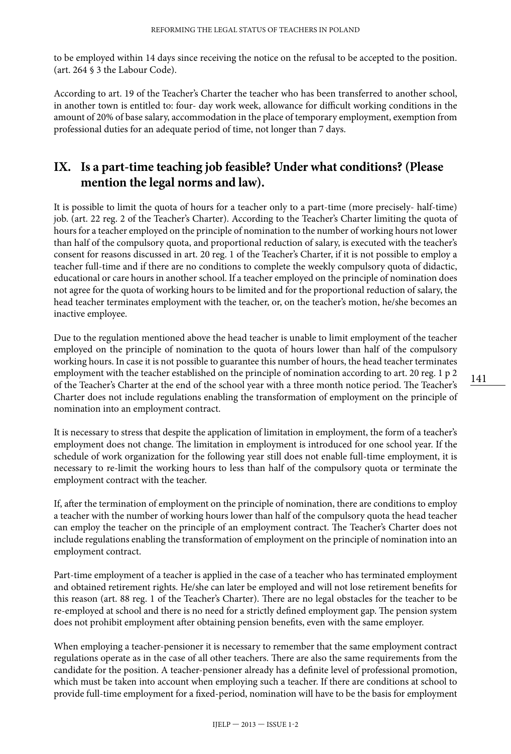to be employed within 14 days since receiving the notice on the refusal to be accepted to the position. (art. 264 § 3 the Labour Code).

According to art. 19 of the Teacher's Charter the teacher who has been transferred to another school, in another town is entitled to: four- day work week, allowance for difficult working conditions in the amount of 20% of base salary, accommodation in the place of temporary employment, exemption from professional duties for an adequate period of time, not longer than 7 days.

## IX. Is a part-time teaching job feasible? Under what conditions? (Please mention the legal norms and law).

It is possible to limit the quota of hours for a teacher only to a part-time (more precisely- half-time) job. (art. 22 reg. 2 of the Teacher's Charter). According to the Teacher's Charter limiting the quota of hours for a teacher employed on the principle of nomination to the number of working hours not lower than half of the compulsory quota, and proportional reduction of salary, is executed with the teacher's consent for reasons discussed in art. 20 reg. 1 of the Teacher's Charter, if it is not possible to employ a teacher full-time and if there are no conditions to complete the weekly compulsory quota of didactic, educational or care hours in another school. If a teacher employed on the principle of nomination does not agree for the quota of working hours to be limited and for the proportional reduction of salary, the head teacher terminates employment with the teacher, or, on the teacher's motion, he/she becomes an inactive employee.

Due to the regulation mentioned above the head teacher is unable to limit employment of the teacher employed on the principle of nomination to the quota of hours lower than half of the compulsory working hours. In case it is not possible to guarantee this number of hours, the head teacher terminates employment with the teacher established on the principle of nomination according to art. 20 reg. 1 p 2 of the Teacher's Charter at the end of the school year with a three month notice period. The Teacher's Charter does not include regulations enabling the transformation of employment on the principle of nomination into an employment contract.

It is necessary to stress that despite the application of limitation in employment, the form of a teacher's employment does not change. The limitation in employment is introduced for one school year. If the schedule of work organization for the following year still does not enable full-time employment, it is necessary to re-limit the working hours to less than half of the compulsory quota or terminate the employment contract with the teacher.

If, after the termination of employment on the principle of nomination, there are conditions to employ a teacher with the number of working hours lower than half of the compulsory quota the head teacher can employ the teacher on the principle of an employment contract. The Teacher's Charter does not include regulations enabling the transformation of employment on the principle of nomination into an employment contract.

Part-time employment of a teacher is applied in the case of a teacher who has terminated employment and obtained retirement rights. He/she can later be employed and will not lose retirement benefits for this reason (art. 88 reg. 1 of the Teacher's Charter). There are no legal obstacles for the teacher to be re-employed at school and there is no need for a strictly defined employment gap. The pension system does not prohibit employment after obtaining pension benefits, even with the same employer.

When employing a teacher-pensioner it is necessary to remember that the same employment contract regulations operate as in the case of all other teachers. There are also the same requirements from the candidate for the position. A teacher-pensioner already has a definite level of professional promotion, which must be taken into account when employing such a teacher. If there are conditions at school to provide full-time employment for a fixed-period, nomination will have to be the basis for employment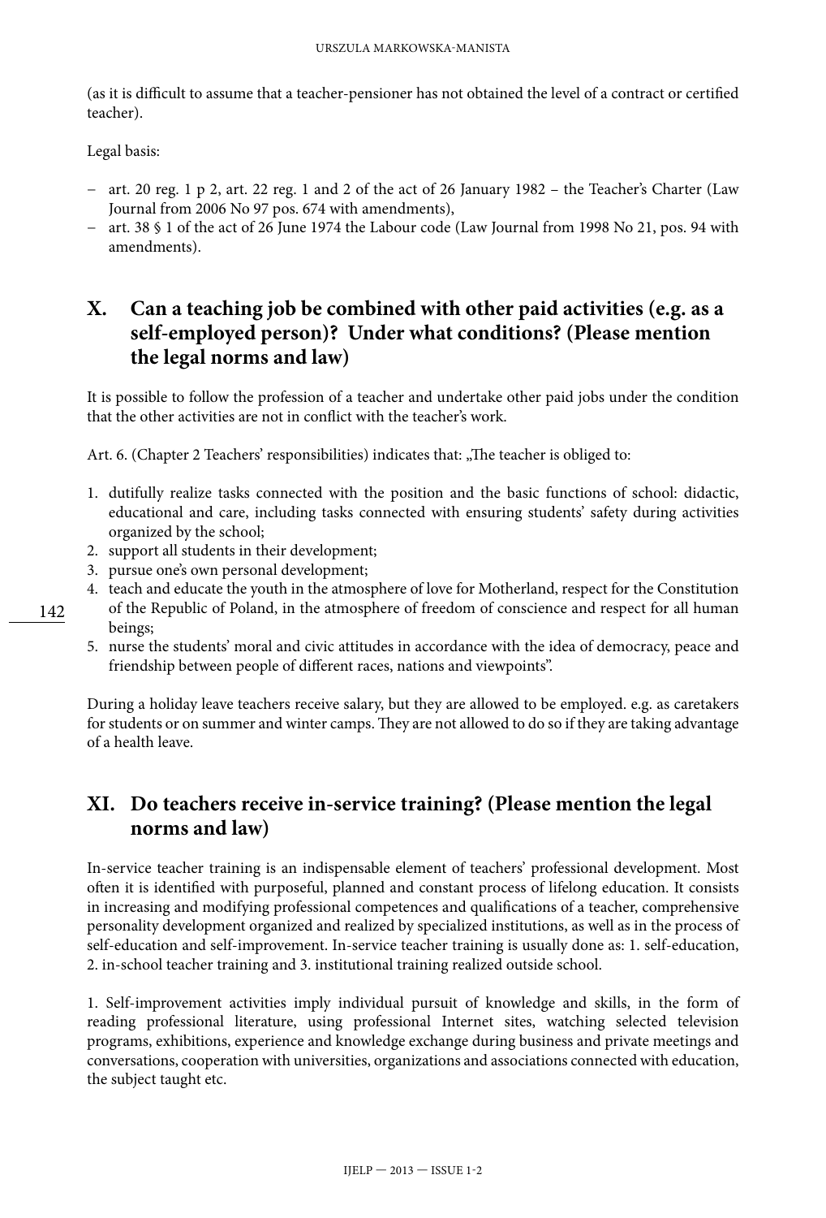(as it is difficult to assume that a teacher-pensioner has not obtained the level of a contract or certified teacher).

Legal basis:

- art. 20 reg. 1 p 2, art. 22 reg. 1 and 2 of the act of 26 January 1982 – the Teacher's Charter (Law Journal from 2006 No 97 pos. 674 with amendments),
- art. 38 § 1 of the act of 26 June 1974 the Labour code (Law Journal from 1998 No 21, pos. 94 with amendments).

## X. Can a teaching job be combined with other paid activities (e.g. as a self-employed person)? Under what conditions? (Please mention the legal norms and law)

It is possible to follow the profession of a teacher and undertake other paid jobs under the condition that the other activities are not in conflict with the teacher's work.

Art. 6. (Chapter 2 Teachers' responsibilities) indicates that: „The teacher is obliged to:

1. dutifully realize tasks connected with the position and the basic functions of school: didactic, educational and care, including tasks connected with ensuring students' safety during activities organized by the school;
2. support all students in their development;
3. pursue one's own personal development;
4. teach and educate the youth in the atmosphere of love for Motherland, respect for the Constitution of the Republic of Poland, in the atmosphere of freedom of conscience and respect for all human beings;
5. nurse the students' moral and civic attitudes in accordance with the idea of democracy, peace and friendship between people of different races, nations and viewpoints".

During a holiday leave teachers receive salary, but they are allowed to be employed. e.g. as caretakers for students or on summer and winter camps. They are not allowed to do so if they are taking advantage of a health leave.

## XI. Do teachers receive in-service training? (Please mention the legal norms and law)

In-service teacher training is an indispensable element of teachers' professional development. Most often it is identified with purposeful, planned and constant process of lifelong education. It consists in increasing and modifying professional competences and qualifications of a teacher, comprehensive personality development organized and realized by specialized institutions, as well as in the process of self-education and self-improvement. In-service teacher training is usually done as: 1. self-education, 2. in-school teacher training and 3. institutional training realized outside school.

1. Self-improvement activities imply individual pursuit of knowledge and skills, in the form of reading professional literature, using professional Internet sites, watching selected television programs, exhibitions, experience and knowledge exchange during business and private meetings and conversations, cooperation with universities, organizations and associations connected with education, the subject taught etc.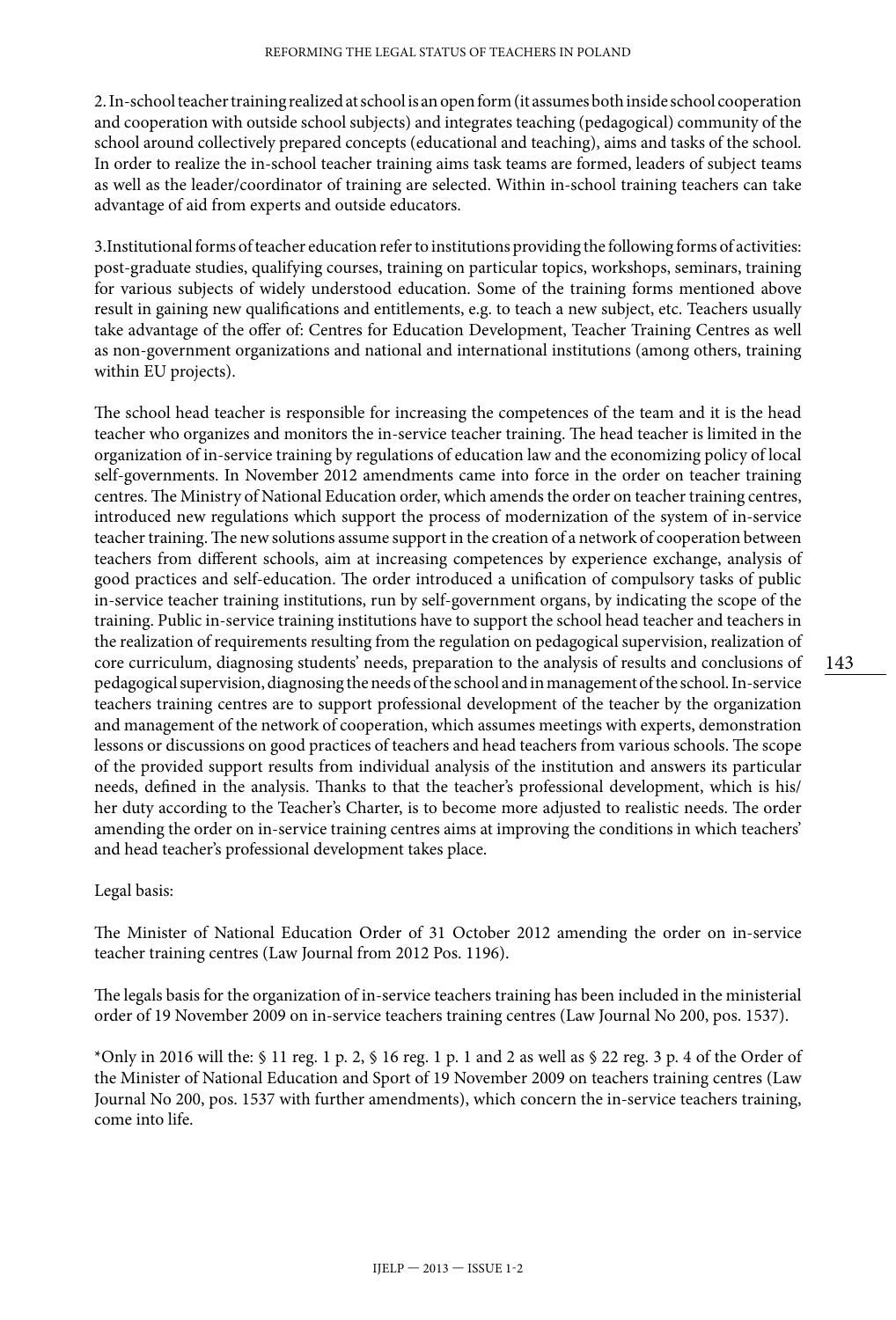2. In-school teacher training realized at school is an open form (it assumes both inside school cooperation and cooperation with outside school subjects) and integrates teaching (pedagogical) community of the school around collectively prepared concepts (educational and teaching), aims and tasks of the school. In order to realize the in-school teacher training aims task teams are formed, leaders of subject teams as well as the leader/coordinator of training are selected. Within in-school training teachers can take advantage of aid from experts and outside educators.

3.Institutional forms of teacher education refer to institutions providing the following forms of activities: post-graduate studies, qualifying courses, training on particular topics, workshops, seminars, training for various subjects of widely understood education. Some of the training forms mentioned above result in gaining new qualifications and entitlements, e.g. to teach a new subject, etc. Teachers usually take advantage of the offer of: Centres for Education Development, Teacher Training Centres as well as non-government organizations and national and international institutions (among others, training within EU projects).

The school head teacher is responsible for increasing the competences of the team and it is the head teacher who organizes and monitors the in-service teacher training. The head teacher is limited in the organization of in-service training by regulations of education law and the economizing policy of local self-governments. In November 2012 amendments came into force in the order on teacher training centres. The Ministry of National Education order, which amends the order on teacher training centres, introduced new regulations which support the process of modernization of the system of in-service teacher training. The new solutions assume support in the creation of a network of cooperation between teachers from different schools, aim at increasing competences by experience exchange, analysis of good practices and self-education. The order introduced a unification of compulsory tasks of public in-service teacher training institutions, run by self-government organs, by indicating the scope of the training. Public in-service training institutions have to support the school head teacher and teachers in the realization of requirements resulting from the regulation on pedagogical supervision, realization of core curriculum, diagnosing students' needs, preparation to the analysis of results and conclusions of pedagogical supervision, diagnosing the needs of the school and in management of the school. In-service teachers training centres are to support professional development of the teacher by the organization and management of the network of cooperation, which assumes meetings with experts, demonstration lessons or discussions on good practices of teachers and head teachers from various schools. The scope of the provided support results from individual analysis of the institution and answers its particular needs, defined in the analysis. Thanks to that the teacher's professional development, which is his/her duty according to the Teacher's Charter, is to become more adjusted to realistic needs. The order amending the order on in-service training centres aims at improving the conditions in which teachers' and head teacher's professional development takes place.

Legal basis:

The Minister of National Education Order of 31 October 2012 amending the order on in-service teacher training centres (Law Journal from 2012 Pos. 1196).

The legals basis for the organization of in-service teachers training has been included in the ministerial order of 19 November 2009 on in-service teachers training centres (Law Journal No 200, pos. 1537).

*Only in 2016 will the: § 11 reg. 1 p. 2, § 16 reg. 1 p. 1 and 2 as well as § 22 reg. 3 p. 4 of the Order of the Minister of National Education and Sport of 19 November 2009 on teachers training centres (Law Journal No 200, pos. 1537 with further amendments), which concern the in-service teachers training, come into life.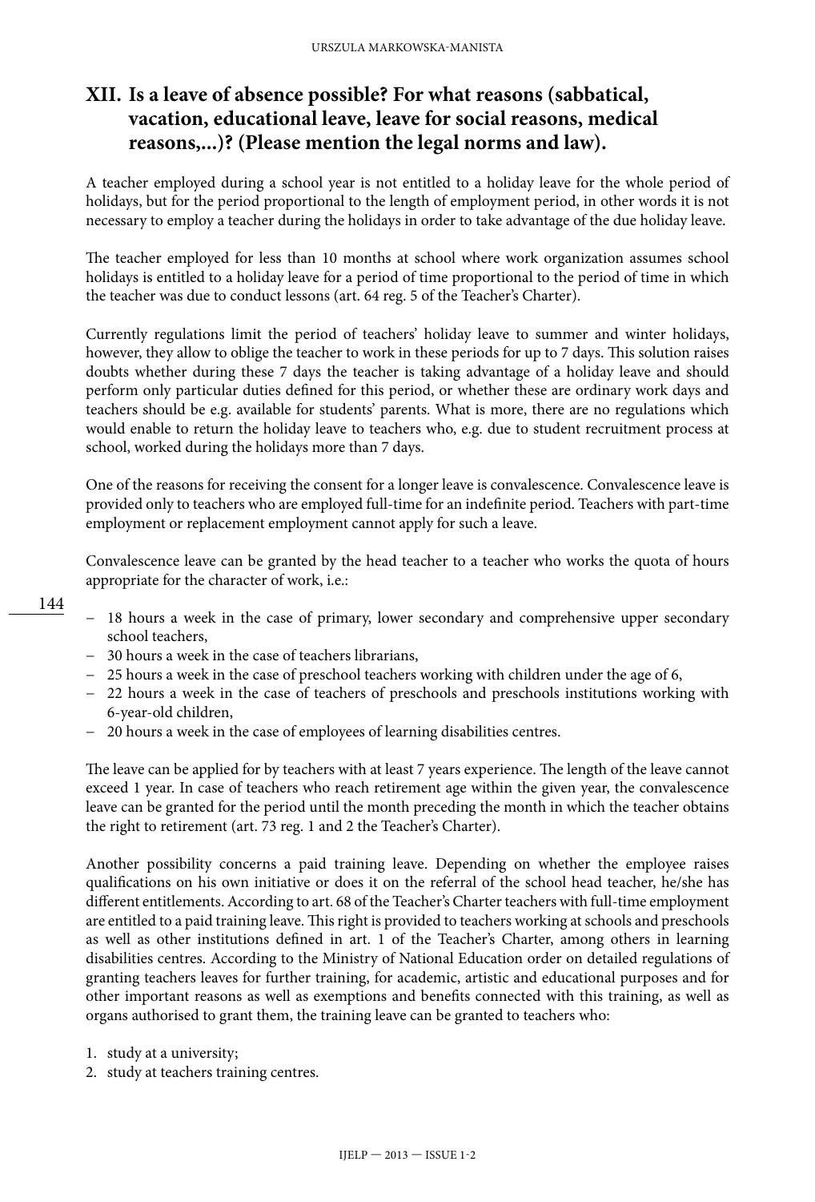## XII. Is a leave of absence possible? For what reasons (sabbatical, vacation, educational leave, leave for social reasons, medical reasons,...)? (Please mention the legal norms and law).

A teacher employed during a school year is not entitled to a holiday leave for the whole period of holidays, but for the period proportional to the length of employment period, in other words it is not necessary to employ a teacher during the holidays in order to take advantage of the due holiday leave.

The teacher employed for less than 10 months at school where work organization assumes school holidays is entitled to a holiday leave for a period of time proportional to the period of time in which the teacher was due to conduct lessons (art. 64 reg. 5 of the Teacher's Charter).

Currently regulations limit the period of teachers' holiday leave to summer and winter holidays, however, they allow to oblige the teacher to work in these periods for up to 7 days. This solution raises doubts whether during these 7 days the teacher is taking advantage of a holiday leave and should perform only particular duties defined for this period, or whether these are ordinary work days and teachers should be e.g. available for students' parents. What is more, there are no regulations which would enable to return the holiday leave to teachers who, e.g. due to student recruitment process at school, worked during the holidays more than 7 days.

One of the reasons for receiving the consent for a longer leave is convalescence. Convalescence leave is provided only to teachers who are employed full-time for an indefinite period. Teachers with part-time employment or replacement employment cannot apply for such a leave.

Convalescence leave can be granted by the head teacher to a teacher who works the quota of hours appropriate for the character of work, i.e.:

- 18 hours a week in the case of primary, lower secondary and comprehensive upper secondary school teachers,
- 30 hours a week in the case of teachers librarians,
- 25 hours a week in the case of preschool teachers working with children under the age of 6,
- 22 hours a week in the case of teachers of preschools and preschools institutions working with 6-year-old children,
- 20 hours a week in the case of employees of learning disabilities centres.

The leave can be applied for by teachers with at least 7 years experience. The length of the leave cannot exceed 1 year. In case of teachers who reach retirement age within the given year, the convalescence leave can be granted for the period until the month preceding the month in which the teacher obtains the right to retirement (art. 73 reg. 1 and 2 the Teacher's Charter).

Another possibility concerns a paid training leave. Depending on whether the employee raises qualifications on his own initiative or does it on the referral of the school head teacher, he/she has different entitlements. According to art. 68 of the Teacher's Charter teachers with full-time employment are entitled to a paid training leave. This right is provided to teachers working at schools and preschools as well as other institutions defined in art. 1 of the Teacher's Charter, among others in learning disabilities centres. According to the Ministry of National Education order on detailed regulations of granting teachers leaves for further training, for academic, artistic and educational purposes and for other important reasons as well as exemptions and benefits connected with this training, as well as organs authorised to grant them, the training leave can be granted to teachers who:

1. study at a university;
2. study at teachers training centres.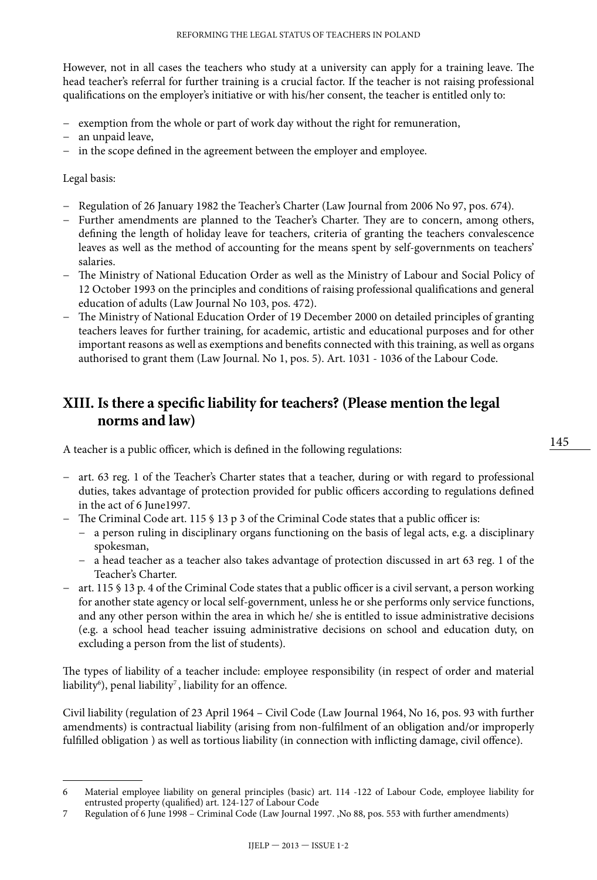However, not in all cases the teachers who study at a university can apply for a training leave. The head teacher's referral for further training is a crucial factor. If the teacher is not raising professional qualifications on the employer's initiative or with his/her consent, the teacher is entitled only to:

- exemption from the whole or part of work day without the right for remuneration,
- an unpaid leave,
- in the scope defined in the agreement between the employer and employee.

Legal basis:

- Regulation of 26 January 1982 the Teacher's Charter (Law Journal from 2006 No 97, pos. 674).
- Further amendments are planned to the Teacher's Charter. They are to concern, among others, defining the length of holiday leave for teachers, criteria of granting the teachers convalescence leaves as well as the method of accounting for the means spent by self-governments on teachers' salaries.
- The Ministry of National Education Order as well as the Ministry of Labour and Social Policy of 12 October 1993 on the principles and conditions of raising professional qualifications and general education of adults (Law Journal No 103, pos. 472).
- The Ministry of National Education Order of 19 December 2000 on detailed principles of granting teachers leaves for further training, for academic, artistic and educational purposes and for other important reasons as well as exemptions and benefits connected with this training, as well as organs authorised to grant them (Law Journal. No 1, pos. 5). Art. 1031 - 1036 of the Labour Code.

## XIII. Is there a specific liability for teachers? (Please mention the legal norms and law)

A teacher is a public officer, which is defined in the following regulations:

- art. 63 reg. 1 of the Teacher's Charter states that a teacher, during or with regard to professional duties, takes advantage of protection provided for public officers according to regulations defined in the act of 6 June1997.
- The Criminal Code art. 115 § 13 p 3 of the Criminal Code states that a public officer is:
  - a person ruling in disciplinary organs functioning on the basis of legal acts, e.g. a disciplinary spokesman,
  - a head teacher as a teacher also takes advantage of protection discussed in art 63 reg. 1 of the Teacher's Charter.
- art. 115 § 13 p. 4 of the Criminal Code states that a public officer is a civil servant, a person working for another state agency or local self-government, unless he or she performs only service functions, and any other person within the area in which he/ she is entitled to issue administrative decisions (e.g. a school head teacher issuing administrative decisions on school and education duty, on excluding a person from the list of students).

The types of liability of a teacher include: employee responsibility (in respect of order and material liability[6]), penal liability[7], liability for an offence.

Civil liability (regulation of 23 April 1964 – Civil Code (Law Journal 1964, No 16, pos. 93 with further amendments) is contractual liability (arising from non-fulfilment of an obligation and/or improperly fulfilled obligation ) as well as tortious liability (in connection with inflicting damage, civil offence).

---

6 Material employee liability on general principles (basic) art. 114 -122 of Labour Code, employee liability for entrusted property (qualified) art. 124-127 of Labour Code

7 Regulation of 6 June 1998 – Criminal Code (Law Journal 1997. ,No 88, pos. 553 with further amendments)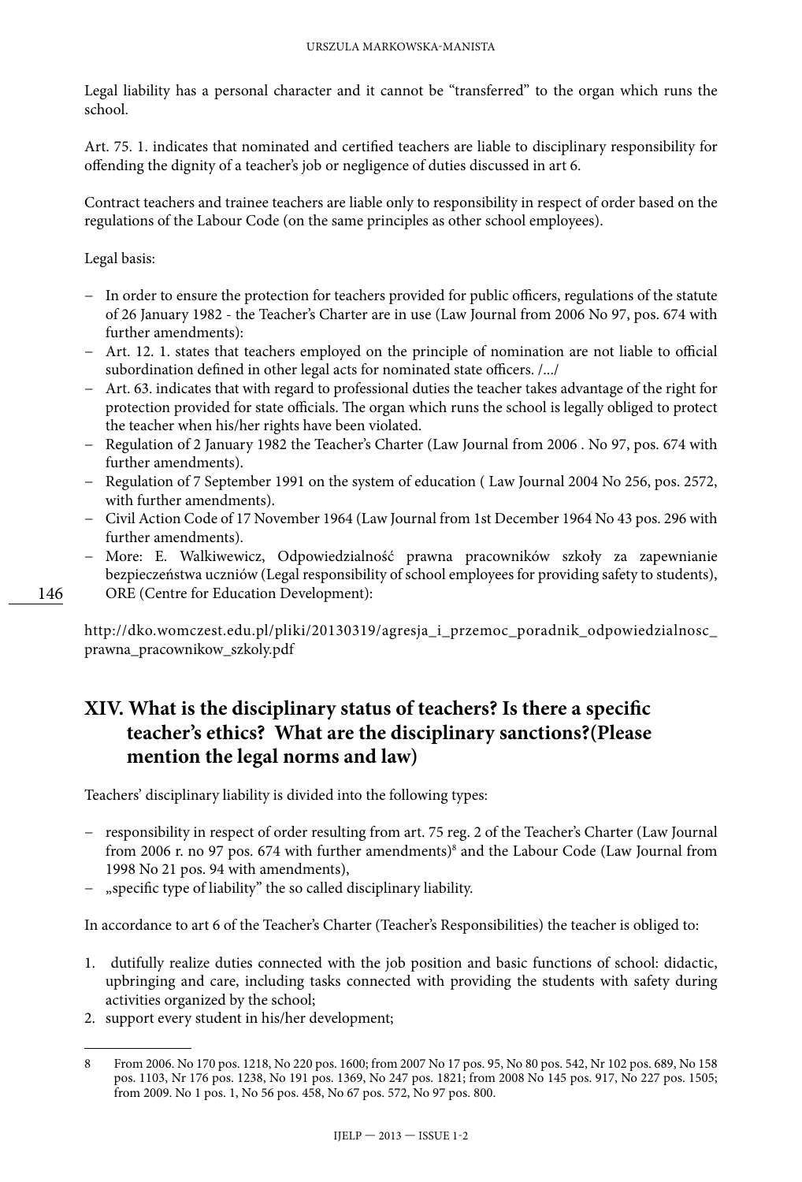Legal liability has a personal character and it cannot be "transferred" to the organ which runs the school.

Art. 75. 1. indicates that nominated and certified teachers are liable to disciplinary responsibility for offending the dignity of a teacher's job or negligence of duties discussed in art 6.

Contract teachers and trainee teachers are liable only to responsibility in respect of order based on the regulations of the Labour Code (on the same principles as other school employees).

Legal basis:

- In order to ensure the protection for teachers provided for public officers, regulations of the statute of 26 January 1982 - the Teacher's Charter are in use (Law Journal from 2006 No 97, pos. 674 with further amendments):
- Art. 12. 1. states that teachers employed on the principle of nomination are not liable to official subordination defined in other legal acts for nominated state officers. /.../
- Art. 63. indicates that with regard to professional duties the teacher takes advantage of the right for protection provided for state officials. The organ which runs the school is legally obliged to protect the teacher when his/her rights have been violated.
- Regulation of 2 January 1982 the Teacher's Charter (Law Journal from 2006 . No 97, pos. 674 with further amendments).
- Regulation of 7 September 1991 on the system of education ( Law Journal 2004 No 256, pos. 2572, with further amendments).
- Civil Action Code of 17 November 1964 (Law Journal from 1st December 1964 No 43 pos. 296 with further amendments).
- More: E. Walkiwewicz, Odpowiedzialność prawna pracowników szkoły za zapewnianie bezpieczeństwa uczniów (Legal responsibility of school employees for providing safety to students), ORE (Centre for Education Development):

http://dko.womczest.edu.pl/pliki/20130319/agresja_i_przemoc_poradnik_odpowiedzialnosc_prawna_pracownikow_szkoly.pdf

## XIV. What is the disciplinary status of teachers? Is there a specific teacher's ethics? What are the disciplinary sanctions?(Please mention the legal norms and law)

Teachers' disciplinary liability is divided into the following types:

- responsibility in respect of order resulting from art. 75 reg. 2 of the Teacher's Charter (Law Journal from 2006 r. no 97 pos. 674 with further amendments)[8] and the Labour Code (Law Journal from 1998 No 21 pos. 94 with amendments),
- „specific type of liability" the so called disciplinary liability.

In accordance to art 6 of the Teacher's Charter (Teacher's Responsibilities) the teacher is obliged to:

1. dutifully realize duties connected with the job position and basic functions of school: didactic, upbringing and care, including tasks connected with providing the students with safety during activities organized by the school;
2. support every student in his/her development;

---

8 From 2006. No 170 pos. 1218, No 220 pos. 1600; from 2007 No 17 pos. 95, No 80 pos. 542, Nr 102 pos. 689, No 158 pos. 1103, Nr 176 pos. 1238, No 191 pos. 1369, No 247 pos. 1821; from 2008 No 145 pos. 917, No 227 pos. 1505; from 2009. No 1 pos. 1, No 56 pos. 458, No 67 pos. 572, No 97 pos. 800.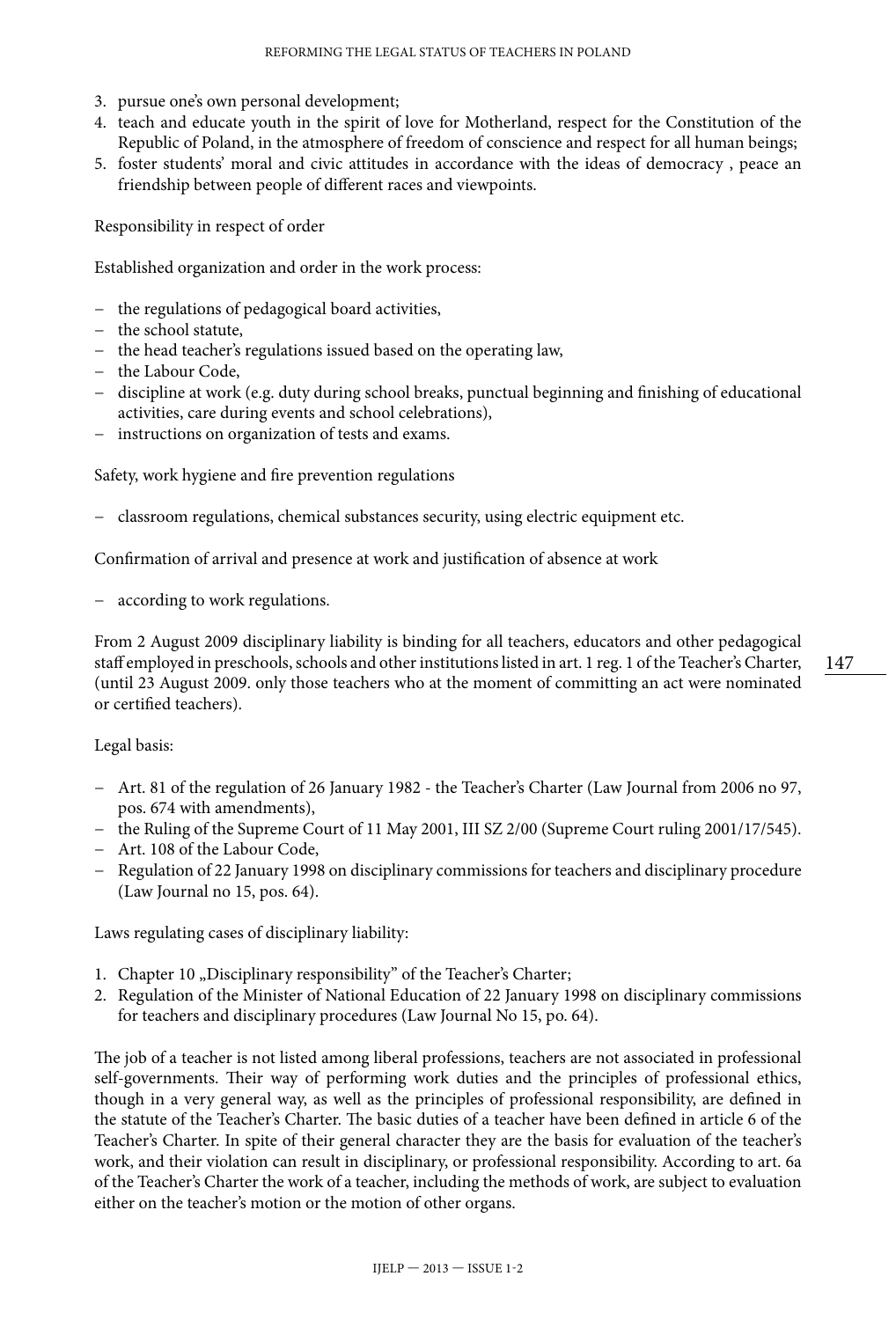3. pursue one's own personal development;
4. teach and educate youth in the spirit of love for Motherland, respect for the Constitution of the Republic of Poland, in the atmosphere of freedom of conscience and respect for all human beings;
5. foster students' moral and civic attitudes in accordance with the ideas of democracy , peace an friendship between people of different races and viewpoints.

Responsibility in respect of order

Established organization and order in the work process:

– the regulations of pedagogical board activities,
– the school statute,
– the head teacher's regulations issued based on the operating law,
– the Labour Code,
– discipline at work (e.g. duty during school breaks, punctual beginning and finishing of educational activities, care during events and school celebrations),
– instructions on organization of tests and exams.

Safety, work hygiene and fire prevention regulations

– classroom regulations, chemical substances security, using electric equipment etc.

Confirmation of arrival and presence at work and justification of absence at work

– according to work regulations.

From 2 August 2009 disciplinary liability is binding for all teachers, educators and other pedagogical staff employed in preschools, schools and other institutions listed in art. 1 reg. 1 of the Teacher's Charter, (until 23 August 2009. only those teachers who at the moment of committing an act were nominated or certified teachers).

Legal basis:

– Art. 81 of the regulation of 26 January 1982 - the Teacher's Charter (Law Journal from 2006 no 97, pos. 674 with amendments),
– the Ruling of the Supreme Court of 11 May 2001, III SZ 2/00 (Supreme Court ruling 2001/17/545).
– Art. 108 of the Labour Code,
– Regulation of 22 January 1998 on disciplinary commissions for teachers and disciplinary procedure (Law Journal no 15, pos. 64).

Laws regulating cases of disciplinary liability:

1. Chapter 10 „Disciplinary responsibility" of the Teacher's Charter;
2. Regulation of the Minister of National Education of 22 January 1998 on disciplinary commissions for teachers and disciplinary procedures (Law Journal No 15, po. 64).

The job of a teacher is not listed among liberal professions, teachers are not associated in professional self-governments. Their way of performing work duties and the principles of professional ethics, though in a very general way, as well as the principles of professional responsibility, are defined in the statute of the Teacher's Charter. The basic duties of a teacher have been defined in article 6 of the Teacher's Charter. In spite of their general character they are the basis for evaluation of the teacher's work, and their violation can result in disciplinary, or professional responsibility. According to art. 6a of the Teacher's Charter the work of a teacher, including the methods of work, are subject to evaluation either on the teacher's motion or the motion of other organs.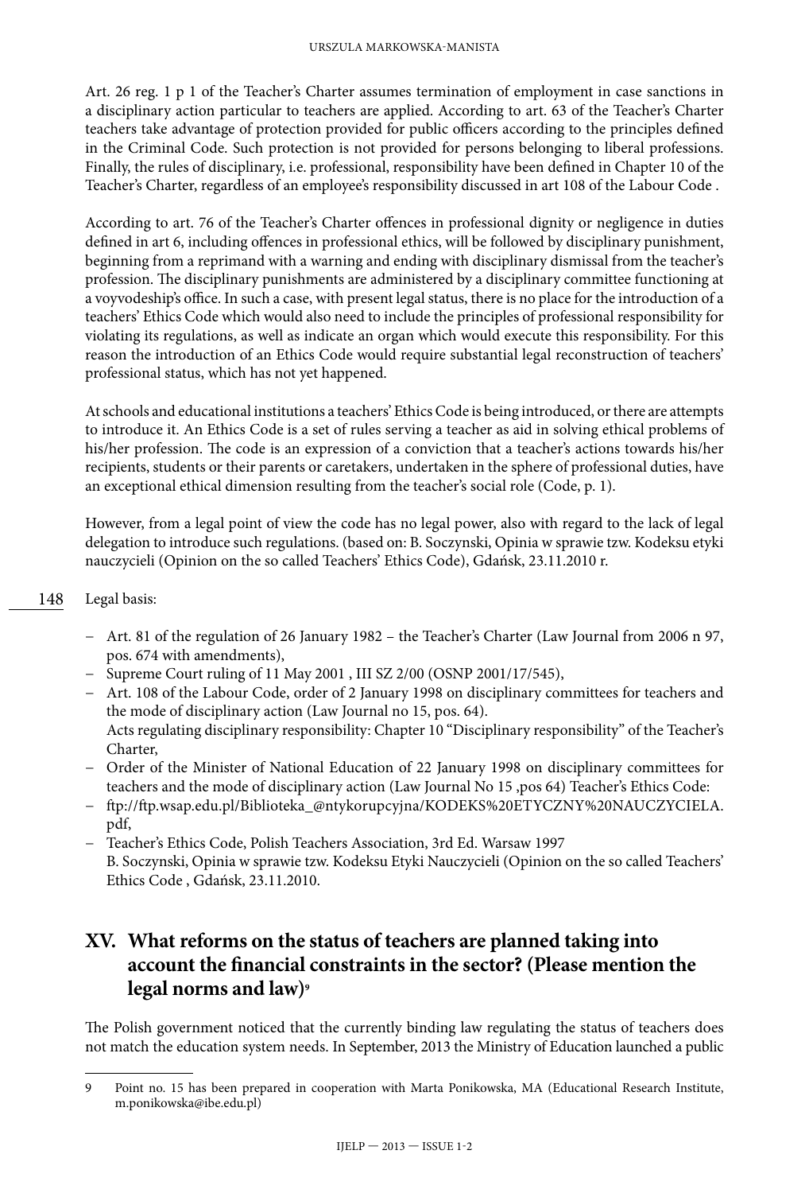Art. 26 reg. 1 p 1 of the Teacher's Charter assumes termination of employment in case sanctions in a disciplinary action particular to teachers are applied. According to art. 63 of the Teacher's Charter teachers take advantage of protection provided for public officers according to the principles defined in the Criminal Code. Such protection is not provided for persons belonging to liberal professions. Finally, the rules of disciplinary, i.e. professional, responsibility have been defined in Chapter 10 of the Teacher's Charter, regardless of an employee's responsibility discussed in art 108 of the Labour Code .

According to art. 76 of the Teacher's Charter offences in professional dignity or negligence in duties defined in art 6, including offences in professional ethics, will be followed by disciplinary punishment, beginning from a reprimand with a warning and ending with disciplinary dismissal from the teacher's profession. The disciplinary punishments are administered by a disciplinary committee functioning at a voyvodeship's office. In such a case, with present legal status, there is no place for the introduction of a teachers' Ethics Code which would also need to include the principles of professional responsibility for violating its regulations, as well as indicate an organ which would execute this responsibility. For this reason the introduction of an Ethics Code would require substantial legal reconstruction of teachers' professional status, which has not yet happened.

At schools and educational institutions a teachers' Ethics Code is being introduced, or there are attempts to introduce it. An Ethics Code is a set of rules serving a teacher as aid in solving ethical problems of his/her profession. The code is an expression of a conviction that a teacher's actions towards his/her recipients, students or their parents or caretakers, undertaken in the sphere of professional duties, have an exceptional ethical dimension resulting from the teacher's social role (Code, p. 1).

However, from a legal point of view the code has no legal power, also with regard to the lack of legal delegation to introduce such regulations. (based on: B. Soczynski, Opinia w sprawie tzw. Kodeksu etyki nauczycieli (Opinion on the so called Teachers' Ethics Code), Gdańsk, 23.11.2010 r.

Legal basis:

- Art. 81 of the regulation of 26 January 1982 – the Teacher's Charter (Law Journal from 2006 n 97, pos. 674 with amendments),
- Supreme Court ruling of 11 May 2001 , III SZ 2/00 (OSNP 2001/17/545),
- Art. 108 of the Labour Code, order of 2 January 1998 on disciplinary committees for teachers and the mode of disciplinary action (Law Journal no 15, pos. 64).
  Acts regulating disciplinary responsibility: Chapter 10 "Disciplinary responsibility" of the Teacher's Charter,
- Order of the Minister of National Education of 22 January 1998 on disciplinary committees for teachers and the mode of disciplinary action (Law Journal No 15 ,pos 64) Teacher's Ethics Code:
- ftp://ftp.wsap.edu.pl/Biblioteka_@ntykorupcyjna/KODEKS%20ETYCZNY%20NAUCZYCIELA.pdf,
- Teacher's Ethics Code, Polish Teachers Association, 3rd Ed. Warsaw 1997
  B. Soczynski, Opinia w sprawie tzw. Kodeksu Etyki Nauczycieli (Opinion on the so called Teachers' Ethics Code , Gdańsk, 23.11.2010.

## XV. What reforms on the status of teachers are planned taking into account the financial constraints in the sector? (Please mention the legal norms and law)[9]

The Polish government noticed that the currently binding law regulating the status of teachers does not match the education system needs. In September, 2013 the Ministry of Education launched a public

---

9 Point no. 15 has been prepared in cooperation with Marta Ponikowska, MA (Educational Research Institute, m.ponikowska@ibe.edu.pl)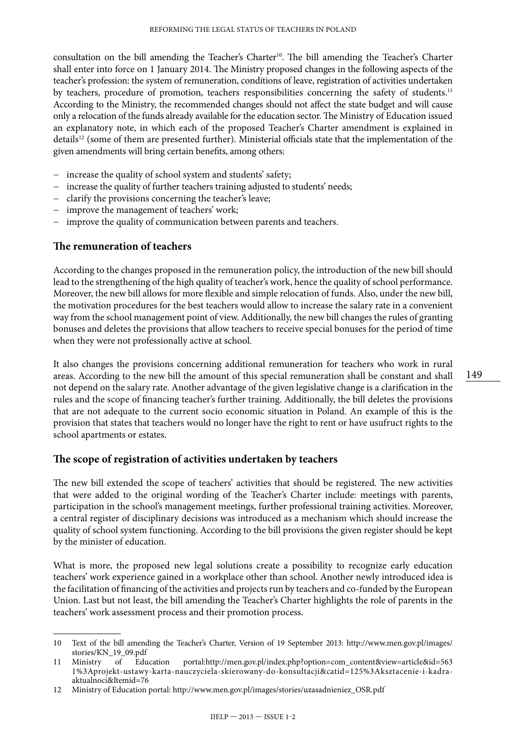consultation on the bill amending the Teacher's Charter[10]. The bill amending the Teacher's Charter shall enter into force on 1 January 2014. The Ministry proposed changes in the following aspects of the teacher's profession: the system of remuneration, conditions of leave, registration of activities undertaken by teachers, procedure of promotion, teachers responsibilities concerning the safety of students.[11] According to the Ministry, the recommended changes should not affect the state budget and will cause only a relocation of the funds already available for the education sector. The Ministry of Education issued an explanatory note, in which each of the proposed Teacher's Charter amendment is explained in details[12] (some of them are presented further). Ministerial officials state that the implementation of the given amendments will bring certain benefits, among others:

- increase the quality of school system and students' safety;
- increase the quality of further teachers training adjusted to students' needs;
- clarify the provisions concerning the teacher's leave;
- improve the management of teachers' work;
- improve the quality of communication between parents and teachers.

## The remuneration of teachers

According to the changes proposed in the remuneration policy, the introduction of the new bill should lead to the strengthening of the high quality of teacher's work, hence the quality of school performance. Moreover, the new bill allows for more flexible and simple relocation of funds. Also, under the new bill, the motivation procedures for the best teachers would allow to increase the salary rate in a convenient way from the school management point of view. Additionally, the new bill changes the rules of granting bonuses and deletes the provisions that allow teachers to receive special bonuses for the period of time when they were not professionally active at school.

It also changes the provisions concerning additional remuneration for teachers who work in rural areas. According to the new bill the amount of this special remuneration shall be constant and shall not depend on the salary rate. Another advantage of the given legislative change is a clarification in the rules and the scope of financing teacher's further training. Additionally, the bill deletes the provisions that are not adequate to the current socio economic situation in Poland. An example of this is the provision that states that teachers would no longer have the right to rent or have usufruct rights to the school apartments or estates.

## The scope of registration of activities undertaken by teachers

The new bill extended the scope of teachers' activities that should be registered. The new activities that were added to the original wording of the Teacher's Charter include: meetings with parents, participation in the school's management meetings, further professional training activities. Moreover, a central register of disciplinary decisions was introduced as a mechanism which should increase the quality of school system functioning. According to the bill provisions the given register should be kept by the minister of education.

What is more, the proposed new legal solutions create a possibility to recognize early education teachers' work experience gained in a workplace other than school. Another newly introduced idea is the facilitation of financing of the activities and projects run by teachers and co-funded by the European Union. Last but not least, the bill amending the Teacher's Charter highlights the role of parents in the teachers' work assessment process and their promotion process.

---

10 Text of the bill amending the Teacher's Charter, Version of 19 September 2013: http://www.men.gov.pl/images/stories/KN_19_09.pdf

11 Ministry of Education portal:http://men.gov.pl/index.php?option=com_content&view=article&id=5631%3Aprojekt-ustawy-karta-nauczyciela-skierowany-do-konsultacji&catid=125%3Aksztacenie-i-kadra-aktualnoci&Itemid=76

12 Ministry of Education portal: http://www.men.gov.pl/images/stories/uzasadnieniez_OSR.pdf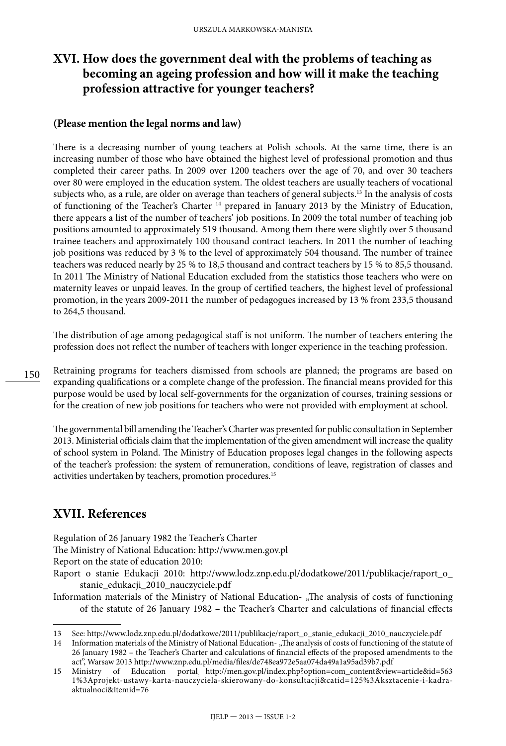## XVI. How does the government deal with the problems of teaching as becoming an ageing profession and how will it make the teaching profession attractive for younger teachers?

**(Please mention the legal norms and law)**

There is a decreasing number of young teachers at Polish schools. At the same time, there is an increasing number of those who have obtained the highest level of professional promotion and thus completed their career paths. In 2009 over 1200 teachers over the age of 70, and over 30 teachers over 80 were employed in the education system. The oldest teachers are usually teachers of vocational subjects who, as a rule, are older on average than teachers of general subjects.[13] In the analysis of costs of functioning of the Teacher's Charter [14] prepared in January 2013 by the Ministry of Education, there appears a list of the number of teachers' job positions. In 2009 the total number of teaching job positions amounted to approximately 519 thousand. Among them there were slightly over 5 thousand trainee teachers and approximately 100 thousand contract teachers. In 2011 the number of teaching job positions was reduced by 3 % to the level of approximately 504 thousand. The number of trainee teachers was reduced nearly by 25 % to 18,5 thousand and contract teachers by 15 % to 85,5 thousand. In 2011 The Ministry of National Education excluded from the statistics those teachers who were on maternity leaves or unpaid leaves. In the group of certified teachers, the highest level of professional promotion, in the years 2009-2011 the number of pedagogues increased by 13 % from 233,5 thousand to 264,5 thousand.

The distribution of age among pedagogical staff is not uniform. The number of teachers entering the profession does not reflect the number of teachers with longer experience in the teaching profession.

Retraining programs for teachers dismissed from schools are planned; the programs are based on expanding qualifications or a complete change of the profession. The financial means provided for this purpose would be used by local self-governments for the organization of courses, training sessions or for the creation of new job positions for teachers who were not provided with employment at school.

The governmental bill amending the Teacher's Charter was presented for public consultation in September 2013. Ministerial officials claim that the implementation of the given amendment will increase the quality of school system in Poland. The Ministry of Education proposes legal changes in the following aspects of the teacher's profession: the system of remuneration, conditions of leave, registration of classes and activities undertaken by teachers, promotion procedures.[15]

## XVII. References

Regulation of 26 January 1982 the Teacher's Charter

The Ministry of National Education: http://www.men.gov.pl

Report on the state of education 2010:

Raport o stanie Edukacji 2010: http://www.lodz.znp.edu.pl/dodatkowe/2011/publikacje/raport_o_stanie_edukacji_2010_nauczyciele.pdf

Information materials of the Ministry of National Education- „The analysis of costs of functioning of the statute of 26 January 1982 – the Teacher's Charter and calculations of financial effects

---

13 See: http://www.lodz.znp.edu.pl/dodatkowe/2011/publikacje/raport_o_stanie_edukacji_2010_nauczyciele.pdf

14 Information materials of the Ministry of National Education- „The analysis of costs of functioning of the statute of 26 January 1982 – the Teacher's Charter and calculations of financial effects of the proposed amendments to the act", Warsaw 2013 http://www.znp.edu.pl/media/files/de748ea972e5aa074da49a1a95ad39b7.pdf

15 Ministry of Education portal http://men.gov.pl/index.php?option=com_content&view=article&id=5631%3Aprojekt-ustawy-karta-nauczyciela-skierowany-do-konsultacji&catid=125%3Aksztacenie-i-kadra-aktualnoci&Itemid=76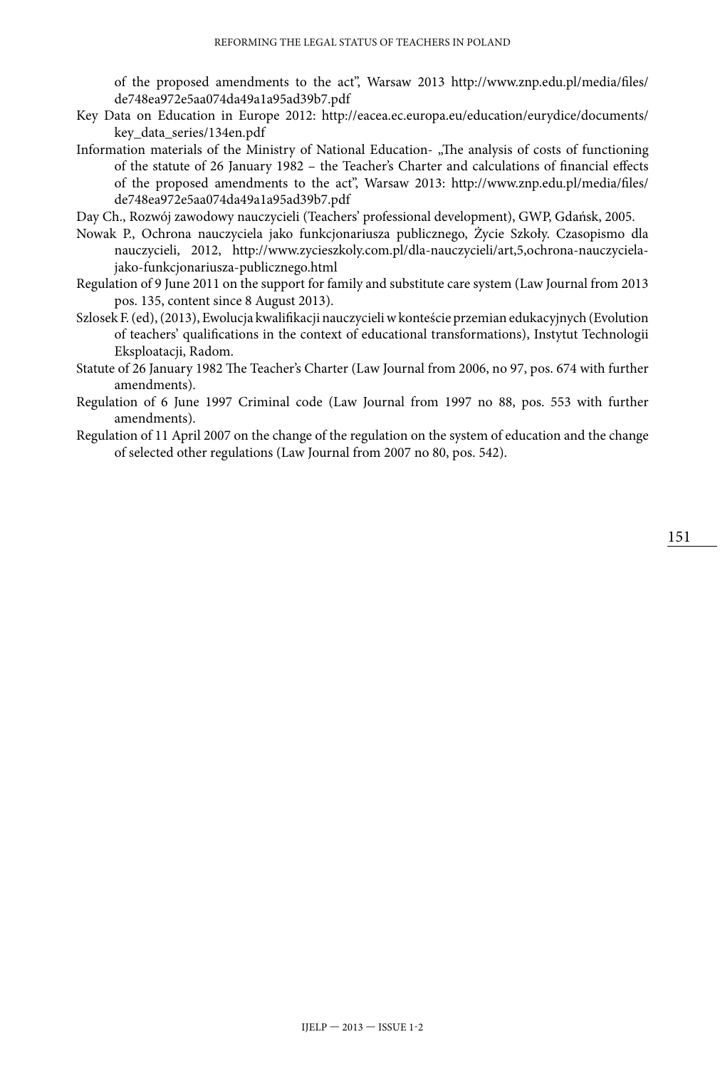of the proposed amendments to the act", Warsaw 2013 http://www.znp.edu.pl/media/files/de748ea972e5aa074da49a1a95ad39b7.pdf

Key Data on Education in Europe 2012: http://eacea.ec.europa.eu/education/eurydice/documents/key_data_series/134en.pdf

Information materials of the Ministry of National Education- „The analysis of costs of functioning of the statute of 26 January 1982 – the Teacher's Charter and calculations of financial effects of the proposed amendments to the act", Warsaw 2013: http://www.znp.edu.pl/media/files/de748ea972e5aa074da49a1a95ad39b7.pdf

Day Ch., Rozwój zawodowy nauczycieli (Teachers' professional development), GWP, Gdańsk, 2005.

Nowak P., Ochrona nauczyciela jako funkcjonariusza publicznego, Życie Szkoły. Czasopismo dla nauczycieli, 2012, http://www.zycieszkoly.com.pl/dla-nauczycieli/art,5,ochrona-nauczyciela-jako-funkcjonariusza-publicznego.html

Regulation of 9 June 2011 on the support for family and substitute care system (Law Journal from 2013 pos. 135, content since 8 August 2013).

Szlosek F. (ed), (2013), Ewolucja kwalifikacji nauczycieli w konteście przemian edukacyjnych (Evolution of teachers' qualifications in the context of educational transformations), Instytut Technologii Eksploatacji, Radom.

Statute of 26 January 1982 The Teacher's Charter (Law Journal from 2006, no 97, pos. 674 with further amendments).

Regulation of 6 June 1997 Criminal code (Law Journal from 1997 no 88, pos. 553 with further amendments).

Regulation of 11 April 2007 on the change of the regulation on the system of education and the change of selected other regulations (Law Journal from 2007 no 80, pos. 542).